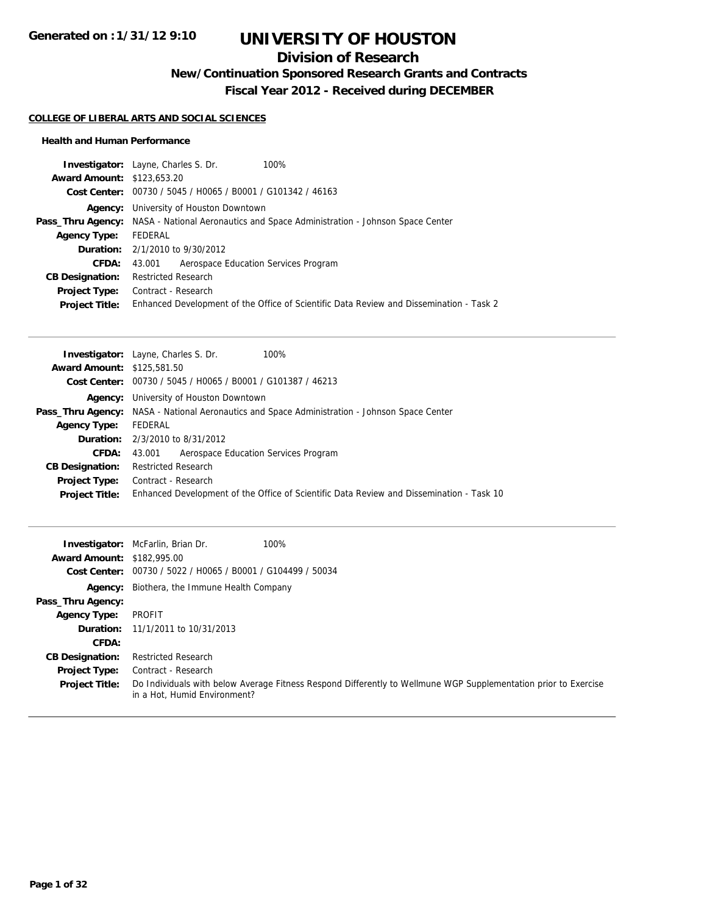Generated on :1/31/12 9:10

# UNIVERSITY OF HOUSTON

## Division of Research

### New/Continuation Sponsored Research Grants and Contracts

### Fiscal Year 2012 - Received during DECEMBER

**COLLEGE OF LIBERAL ARTS AND SOCIAL SCIENCES**

**Health and Human Performance**

**Investigator:** Layne, Charles S. Dr. 100%
**Award Amount:** $123,653.20
**Cost Center:** 00730 / 5045 / H0065 / B0001 / G101342 / 46163
**Agency:** University of Houston Downtown
**Pass_Thru Agency:** NASA - National Aeronautics and Space Administration - Johnson Space Center
**Agency Type:** FEDERAL
**Duration:** 2/1/2010 to 9/30/2012
**CFDA:** 43.001 Aerospace Education Services Program
**CB Designation:** Restricted Research
**Project Type:** Contract - Research
**Project Title:** Enhanced Development of the Office of Scientific Data Review and Dissemination - Task 2

---

**Investigator:** Layne, Charles S. Dr. 100%
**Award Amount:** $125,581.50
**Cost Center:** 00730 / 5045 / H0065 / B0001 / G101387 / 46213
**Agency:** University of Houston Downtown
**Pass_Thru Agency:** NASA - National Aeronautics and Space Administration - Johnson Space Center
**Agency Type:** FEDERAL
**Duration:** 2/3/2010 to 8/31/2012
**CFDA:** 43.001 Aerospace Education Services Program
**CB Designation:** Restricted Research
**Project Type:** Contract - Research
**Project Title:** Enhanced Development of the Office of Scientific Data Review and Dissemination - Task 10

---

**Investigator:** McFarlin, Brian Dr. 100%
**Award Amount:** $182,995.00
**Cost Center:** 00730 / 5022 / H0065 / B0001 / G104499 / 50034
**Agency:** Biothera, the Immune Health Company
**Pass_Thru Agency:**
**Agency Type:** PROFIT
**Duration:** 11/1/2011 to 10/31/2013
**CFDA:**
**CB Designation:** Restricted Research
**Project Type:** Contract - Research
**Project Title:** Do Individuals with below Average Fitness Respond Differently to Wellmune WGP Supplementation prior to Exercise in a Hot, Humid Environment?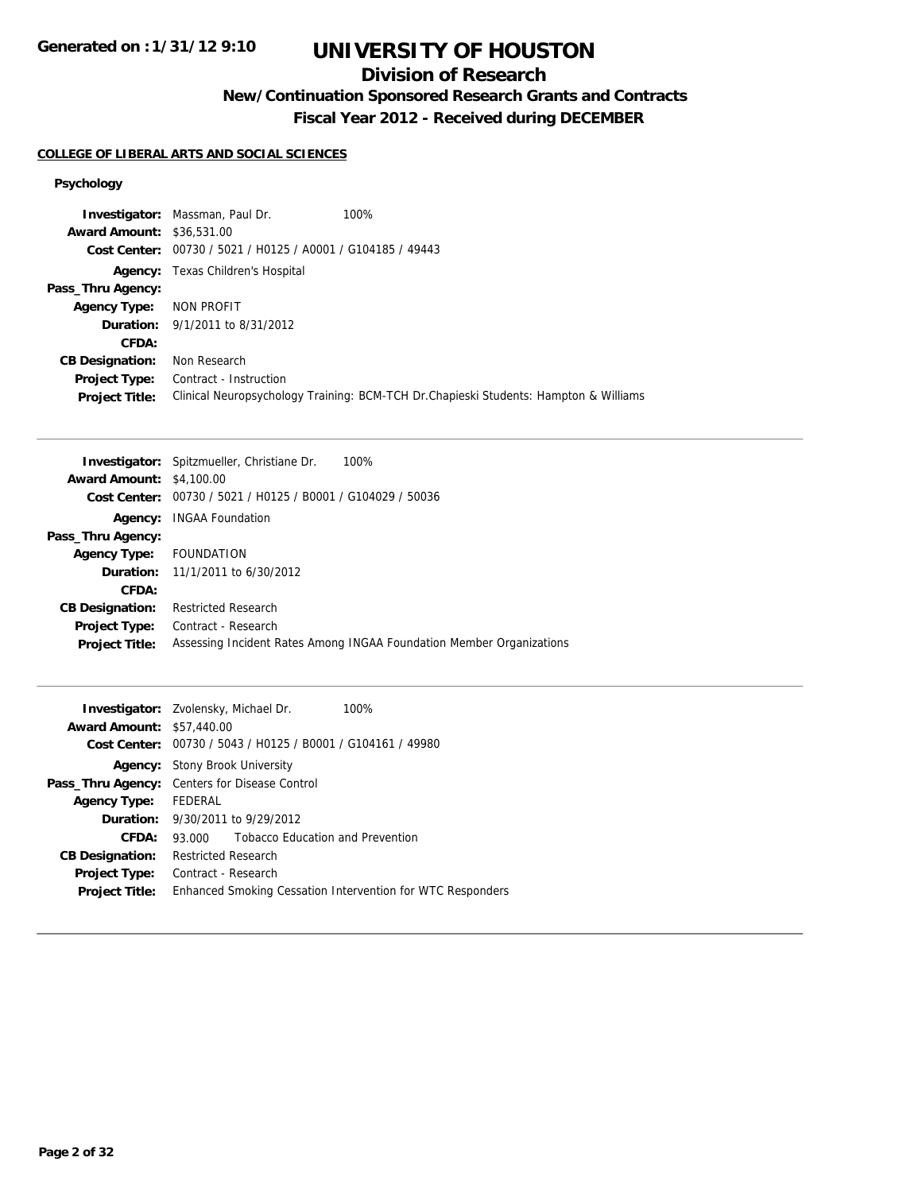# UNIVERSITY OF HOUSTON

## Division of Research

### New/Continuation Sponsored Research Grants and Contracts

### Fiscal Year 2012 - Received during DECEMBER

**COLLEGE OF LIBERAL ARTS AND SOCIAL SCIENCES**

**Psychology**

**Investigator:** Massman, Paul Dr. 100%
**Award Amount:** $36,531.00
**Cost Center:** 00730 / 5021 / H0125 / A0001 / G104185 / 49443
**Agency:** Texas Children's Hospital
**Pass_Thru Agency:**
**Agency Type:** NON PROFIT
**Duration:** 9/1/2011 to 8/31/2012
**CFDA:**
**CB Designation:** Non Research
**Project Type:** Contract - Instruction
**Project Title:** Clinical Neuropsychology Training: BCM-TCH Dr.Chapieski Students: Hampton & Williams

---

**Investigator:** Spitzmueller, Christiane Dr. 100%
**Award Amount:** $4,100.00
**Cost Center:** 00730 / 5021 / H0125 / B0001 / G104029 / 50036
**Agency:** INGAA Foundation
**Pass_Thru Agency:**
**Agency Type:** FOUNDATION
**Duration:** 11/1/2011 to 6/30/2012
**CFDA:**
**CB Designation:** Restricted Research
**Project Type:** Contract - Research
**Project Title:** Assessing Incident Rates Among INGAA Foundation Member Organizations

---

**Investigator:** Zvolensky, Michael Dr. 100%
**Award Amount:** $57,440.00
**Cost Center:** 00730 / 5043 / H0125 / B0001 / G104161 / 49980
**Agency:** Stony Brook University
**Pass_Thru Agency:** Centers for Disease Control
**Agency Type:** FEDERAL
**Duration:** 9/30/2011 to 9/29/2012
**CFDA:** 93.000 Tobacco Education and Prevention
**CB Designation:** Restricted Research
**Project Type:** Contract - Research
**Project Title:** Enhanced Smoking Cessation Intervention for WTC Responders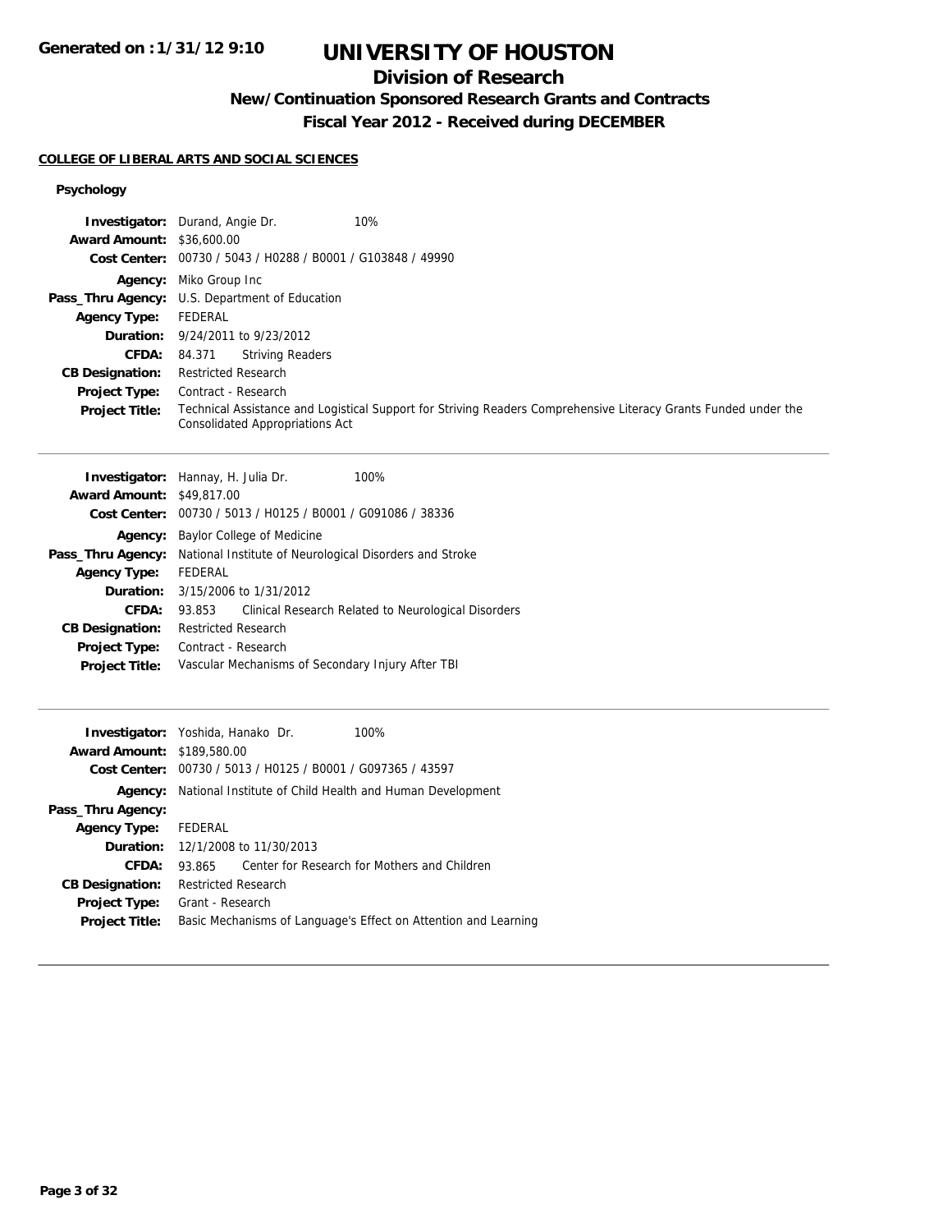# UNIVERSITY OF HOUSTON

## Division of Research

### New/Continuation Sponsored Research Grants and Contracts

### Fiscal Year 2012 - Received during DECEMBER

**Generated on : 1/31/12 9:10**

#### COLLEGE OF LIBERAL ARTS AND SOCIAL SCIENCES

##### Psychology

| | |
|---|---|
| **Investigator:** | Durand, Angie Dr. 10% |
| **Award Amount:** | $36,600.00 |
| **Cost Center:** | 00730 / 5043 / H0288 / B0001 / G103848 / 49990 |
| **Agency:** | Miko Group Inc |
| **Pass_Thru Agency:** | U.S. Department of Education |
| **Agency Type:** | FEDERAL |
| **Duration:** | 9/24/2011 to 9/23/2012 |
| **CFDA:** | 84.371 Striving Readers |
| **CB Designation:** | Restricted Research |
| **Project Type:** | Contract - Research |
| **Project Title:** | Technical Assistance and Logistical Support for Striving Readers Comprehensive Literacy Grants Funded under the Consolidated Appropriations Act |

| | |
|---|---|
| **Investigator:** | Hannay, H. Julia Dr. 100% |
| **Award Amount:** | $49,817.00 |
| **Cost Center:** | 00730 / 5013 / H0125 / B0001 / G091086 / 38336 |
| **Agency:** | Baylor College of Medicine |
| **Pass_Thru Agency:** | National Institute of Neurological Disorders and Stroke |
| **Agency Type:** | FEDERAL |
| **Duration:** | 3/15/2006 to 1/31/2012 |
| **CFDA:** | 93.853 Clinical Research Related to Neurological Disorders |
| **CB Designation:** | Restricted Research |
| **Project Type:** | Contract - Research |
| **Project Title:** | Vascular Mechanisms of Secondary Injury After TBI |

| | |
|---|---|
| **Investigator:** | Yoshida, Hanako Dr. 100% |
| **Award Amount:** | $189,580.00 |
| **Cost Center:** | 00730 / 5013 / H0125 / B0001 / G097365 / 43597 |
| **Agency:** | National Institute of Child Health and Human Development |
| **Pass_Thru Agency:** | |
| **Agency Type:** | FEDERAL |
| **Duration:** | 12/1/2008 to 11/30/2013 |
| **CFDA:** | 93.865 Center for Research for Mothers and Children |
| **CB Designation:** | Restricted Research |
| **Project Type:** | Grant - Research |
| **Project Title:** | Basic Mechanisms of Language's Effect on Attention and Learning |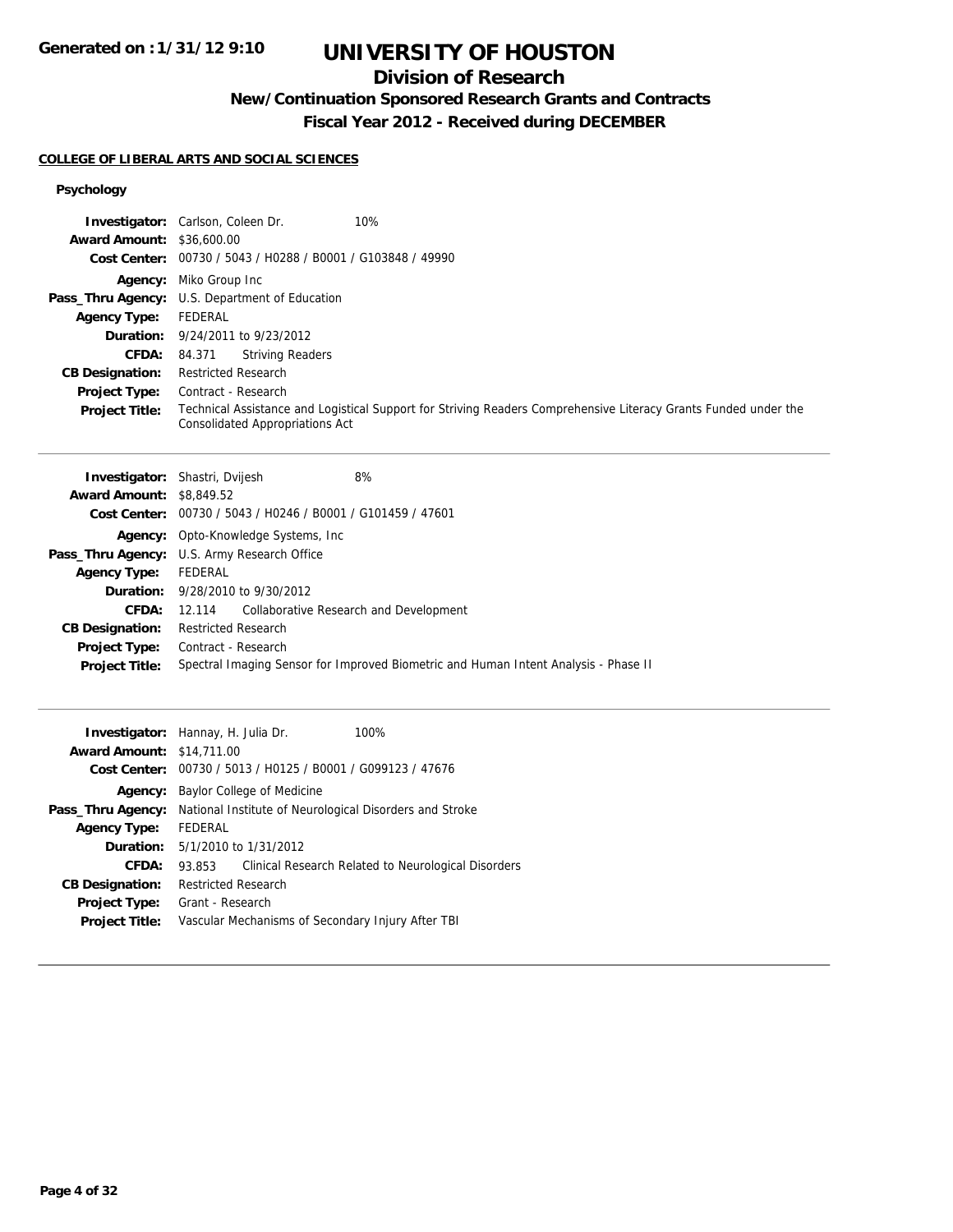# UNIVERSITY OF HOUSTON

## Division of Research

### New/Continuation Sponsored Research Grants and Contracts

### Fiscal Year 2012 - Received during DECEMBER

**COLLEGE OF LIBERAL ARTS AND SOCIAL SCIENCES**

**Psychology**

**Investigator:** Carlson, Coleen Dr. 10%
**Award Amount:** $36,600.00
**Cost Center:** 00730 / 5043 / H0288 / B0001 / G103848 / 49990
**Agency:** Miko Group Inc
**Pass_Thru Agency:** U.S. Department of Education
**Agency Type:** FEDERAL
**Duration:** 9/24/2011 to 9/23/2012
**CFDA:** 84.371 Striving Readers
**CB Designation:** Restricted Research
**Project Type:** Contract - Research
**Project Title:** Technical Assistance and Logistical Support for Striving Readers Comprehensive Literacy Grants Funded under the Consolidated Appropriations Act

---

**Investigator:** Shastri, Dvijesh 8%
**Award Amount:** $8,849.52
**Cost Center:** 00730 / 5043 / H0246 / B0001 / G101459 / 47601
**Agency:** Opto-Knowledge Systems, Inc
**Pass_Thru Agency:** U.S. Army Research Office
**Agency Type:** FEDERAL
**Duration:** 9/28/2010 to 9/30/2012
**CFDA:** 12.114 Collaborative Research and Development
**CB Designation:** Restricted Research
**Project Type:** Contract - Research
**Project Title:** Spectral Imaging Sensor for Improved Biometric and Human Intent Analysis - Phase II

---

**Investigator:** Hannay, H. Julia Dr. 100%
**Award Amount:** $14,711.00
**Cost Center:** 00730 / 5013 / H0125 / B0001 / G099123 / 47676
**Agency:** Baylor College of Medicine
**Pass_Thru Agency:** National Institute of Neurological Disorders and Stroke
**Agency Type:** FEDERAL
**Duration:** 5/1/2010 to 1/31/2012
**CFDA:** 93.853 Clinical Research Related to Neurological Disorders
**CB Designation:** Restricted Research
**Project Type:** Grant - Research
**Project Title:** Vascular Mechanisms of Secondary Injury After TBI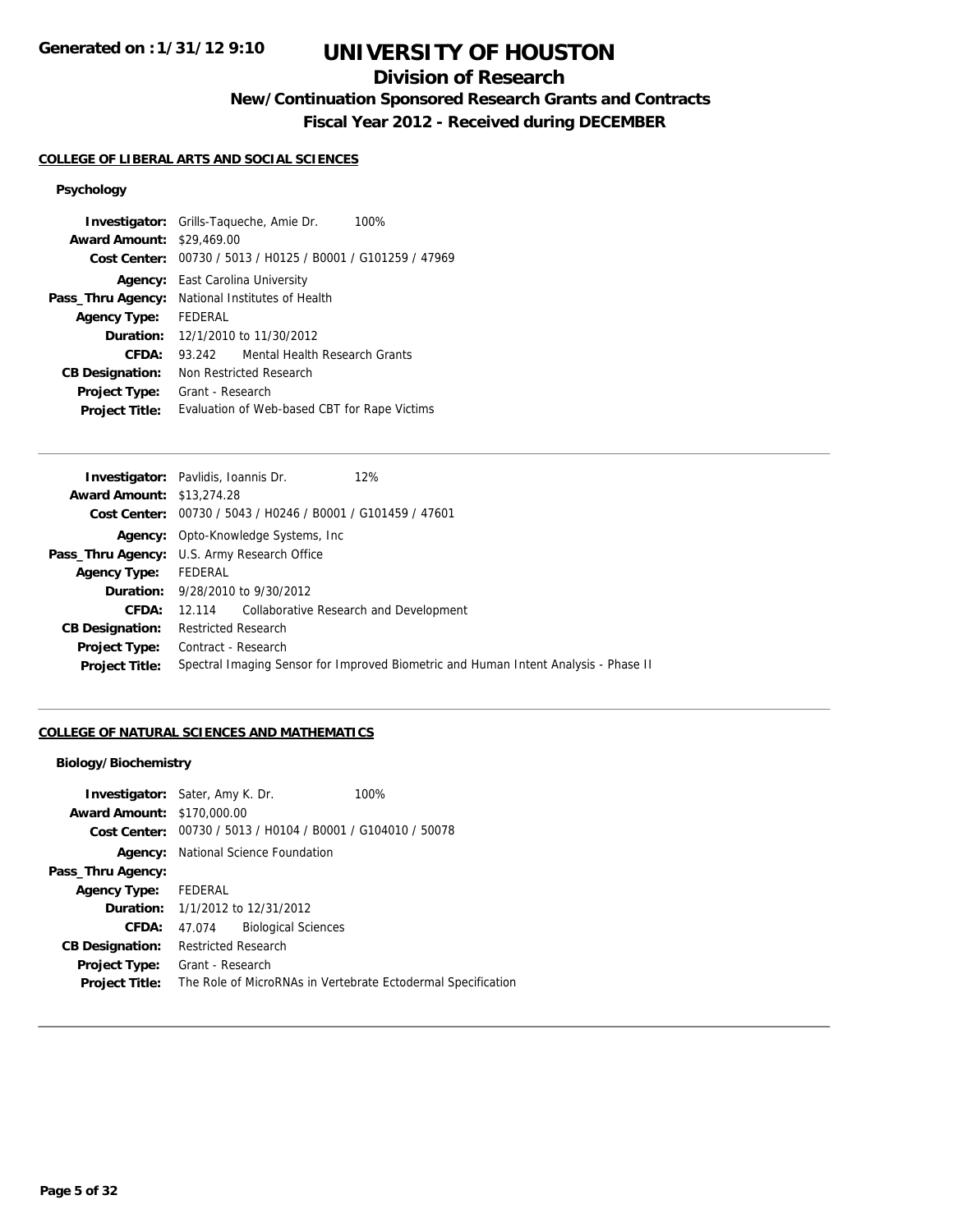# UNIVERSITY OF HOUSTON

## Division of Research

### New/Continuation Sponsored Research Grants and Contracts

### Fiscal Year 2012 - Received during DECEMBER

**COLLEGE OF LIBERAL ARTS AND SOCIAL SCIENCES**

**Psychology**

**Investigator:** Grills-Taqueche, Amie Dr. 100%
**Award Amount:** $29,469.00
**Cost Center:** 00730 / 5013 / H0125 / B0001 / G101259 / 47969
**Agency:** East Carolina University
**Pass_Thru Agency:** National Institutes of Health
**Agency Type:** FEDERAL
**Duration:** 12/1/2010 to 11/30/2012
**CFDA:** 93.242 Mental Health Research Grants
**CB Designation:** Non Restricted Research
**Project Type:** Grant - Research
**Project Title:** Evaluation of Web-based CBT for Rape Victims

---

**Investigator:** Pavlidis, Ioannis Dr. 12%
**Award Amount:** $13,274.28
**Cost Center:** 00730 / 5043 / H0246 / B0001 / G101459 / 47601
**Agency:** Opto-Knowledge Systems, Inc
**Pass_Thru Agency:** U.S. Army Research Office
**Agency Type:** FEDERAL
**Duration:** 9/28/2010 to 9/30/2012
**CFDA:** 12.114 Collaborative Research and Development
**CB Designation:** Restricted Research
**Project Type:** Contract - Research
**Project Title:** Spectral Imaging Sensor for Improved Biometric and Human Intent Analysis - Phase II

---

**COLLEGE OF NATURAL SCIENCES AND MATHEMATICS**

**Biology/Biochemistry**

**Investigator:** Sater, Amy K. Dr. 100%
**Award Amount:** $170,000.00
**Cost Center:** 00730 / 5013 / H0104 / B0001 / G104010 / 50078
**Agency:** National Science Foundation
**Pass_Thru Agency:**
**Agency Type:** FEDERAL
**Duration:** 1/1/2012 to 12/31/2012
**CFDA:** 47.074 Biological Sciences
**CB Designation:** Restricted Research
**Project Type:** Grant - Research
**Project Title:** The Role of MicroRNAs in Vertebrate Ectodermal Specification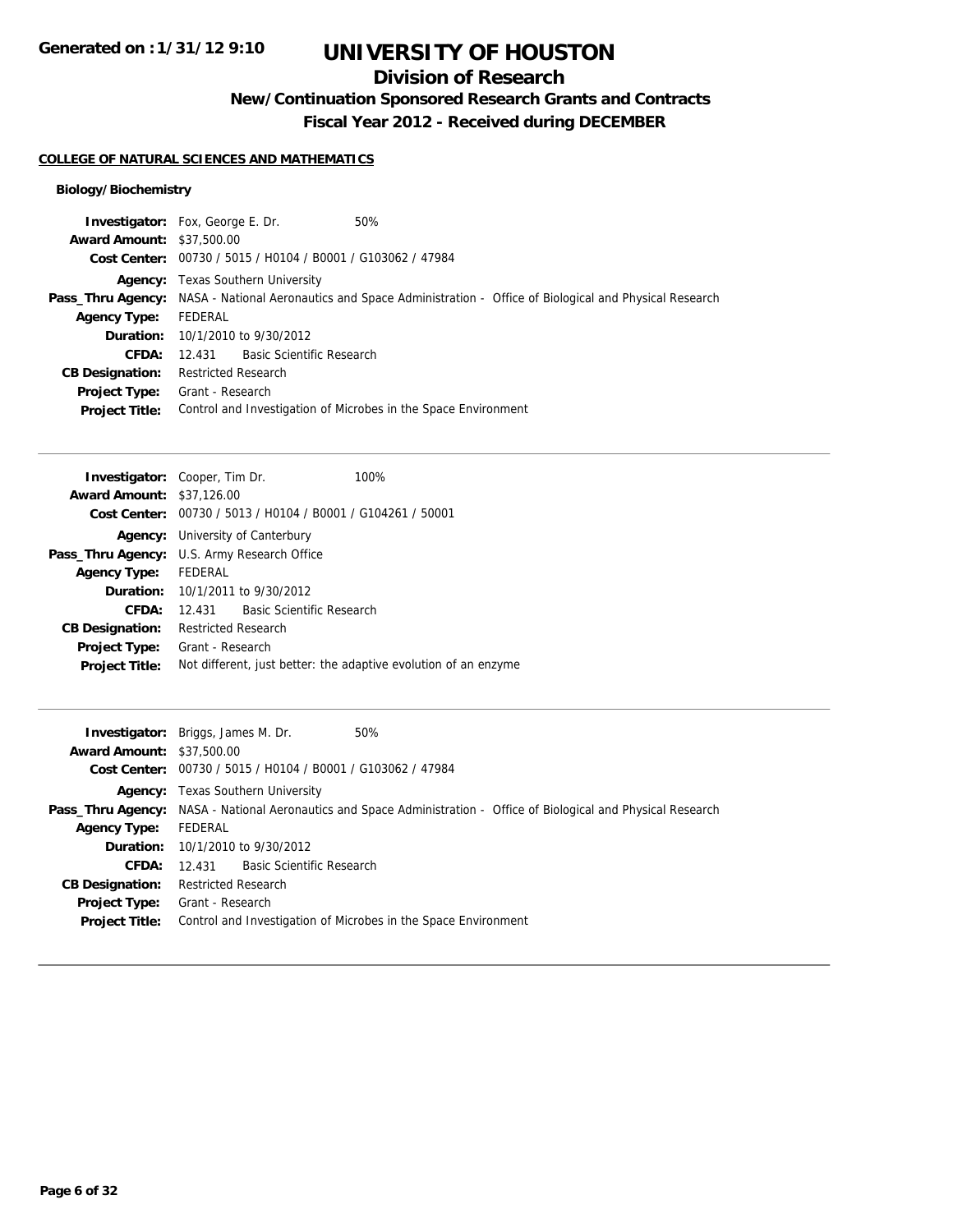# UNIVERSITY OF HOUSTON

## Division of Research

### New/Continuation Sponsored Research Grants and Contracts

### Fiscal Year 2012 - Received during DECEMBER

Generated on : 1/31/12 9:10

**COLLEGE OF NATURAL SCIENCES AND MATHEMATICS**

**Biology/Biochemistry**

| | |
|---|---|
| **Investigator:** | Fox, George E. Dr. 50% |
| **Award Amount:** | $37,500.00 |
| **Cost Center:** | 00730 / 5015 / H0104 / B0001 / G103062 / 47984 |
| **Agency:** | Texas Southern University |
| **Pass_Thru Agency:** | NASA - National Aeronautics and Space Administration - Office of Biological and Physical Research |
| **Agency Type:** | FEDERAL |
| **Duration:** | 10/1/2010 to 9/30/2012 |
| **CFDA:** | 12.431 Basic Scientific Research |
| **CB Designation:** | Restricted Research |
| **Project Type:** | Grant - Research |
| **Project Title:** | Control and Investigation of Microbes in the Space Environment |

---

| | |
|---|---|
| **Investigator:** | Cooper, Tim Dr. 100% |
| **Award Amount:** | $37,126.00 |
| **Cost Center:** | 00730 / 5013 / H0104 / B0001 / G104261 / 50001 |
| **Agency:** | University of Canterbury |
| **Pass_Thru Agency:** | U.S. Army Research Office |
| **Agency Type:** | FEDERAL |
| **Duration:** | 10/1/2011 to 9/30/2012 |
| **CFDA:** | 12.431 Basic Scientific Research |
| **CB Designation:** | Restricted Research |
| **Project Type:** | Grant - Research |
| **Project Title:** | Not different, just better: the adaptive evolution of an enzyme |

---

| | |
|---|---|
| **Investigator:** | Briggs, James M. Dr. 50% |
| **Award Amount:** | $37,500.00 |
| **Cost Center:** | 00730 / 5015 / H0104 / B0001 / G103062 / 47984 |
| **Agency:** | Texas Southern University |
| **Pass_Thru Agency:** | NASA - National Aeronautics and Space Administration - Office of Biological and Physical Research |
| **Agency Type:** | FEDERAL |
| **Duration:** | 10/1/2010 to 9/30/2012 |
| **CFDA:** | 12.431 Basic Scientific Research |
| **CB Designation:** | Restricted Research |
| **Project Type:** | Grant - Research |
| **Project Title:** | Control and Investigation of Microbes in the Space Environment |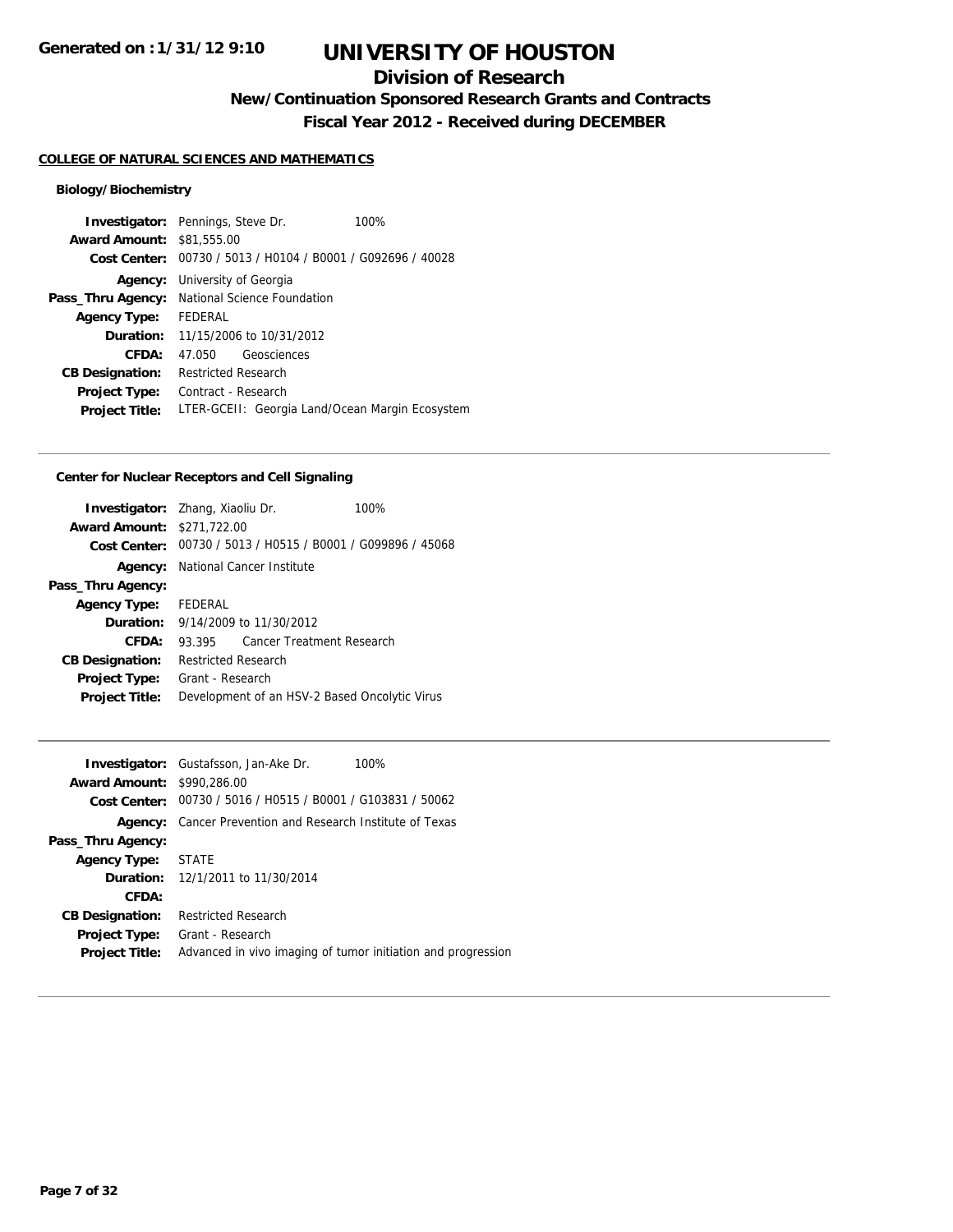# UNIVERSITY OF HOUSTON

## Division of Research

### New/Continuation Sponsored Research Grants and Contracts

### Fiscal Year 2012 - Received during DECEMBER

**COLLEGE OF NATURAL SCIENCES AND MATHEMATICS**

**Biology/Biochemistry**

| | | |
|---|---|---|
| **Investigator:** | Pennings, Steve Dr. | 100% |
| **Award Amount:** | $81,555.00 | |
| **Cost Center:** | 00730 / 5013 / H0104 / B0001 / G092696 / 40028 | |
| **Agency:** | University of Georgia | |
| **Pass_Thru Agency:** | National Science Foundation | |
| **Agency Type:** | FEDERAL | |
| **Duration:** | 11/15/2006 to 10/31/2012 | |
| **CFDA:** | 47.050 Geosciences | |
| **CB Designation:** | Restricted Research | |
| **Project Type:** | Contract - Research | |
| **Project Title:** | LTER-GCEII: Georgia Land/Ocean Margin Ecosystem | |

---

**Center for Nuclear Receptors and Cell Signaling**

| | | |
|---|---|---|
| **Investigator:** | Zhang, Xiaoliu Dr. | 100% |
| **Award Amount:** | $271,722.00 | |
| **Cost Center:** | 00730 / 5013 / H0515 / B0001 / G099896 / 45068 | |
| **Agency:** | National Cancer Institute | |
| **Pass_Thru Agency:** | | |
| **Agency Type:** | FEDERAL | |
| **Duration:** | 9/14/2009 to 11/30/2012 | |
| **CFDA:** | 93.395 Cancer Treatment Research | |
| **CB Designation:** | Restricted Research | |
| **Project Type:** | Grant - Research | |
| **Project Title:** | Development of an HSV-2 Based Oncolytic Virus | |

---

| | | |
|---|---|---|
| **Investigator:** | Gustafsson, Jan-Ake Dr. | 100% |
| **Award Amount:** | $990,286.00 | |
| **Cost Center:** | 00730 / 5016 / H0515 / B0001 / G103831 / 50062 | |
| **Agency:** | Cancer Prevention and Research Institute of Texas | |
| **Pass_Thru Agency:** | | |
| **Agency Type:** | STATE | |
| **Duration:** | 12/1/2011 to 11/30/2014 | |
| **CFDA:** | | |
| **CB Designation:** | Restricted Research | |
| **Project Type:** | Grant - Research | |
| **Project Title:** | Advanced in vivo imaging of tumor initiation and progression | |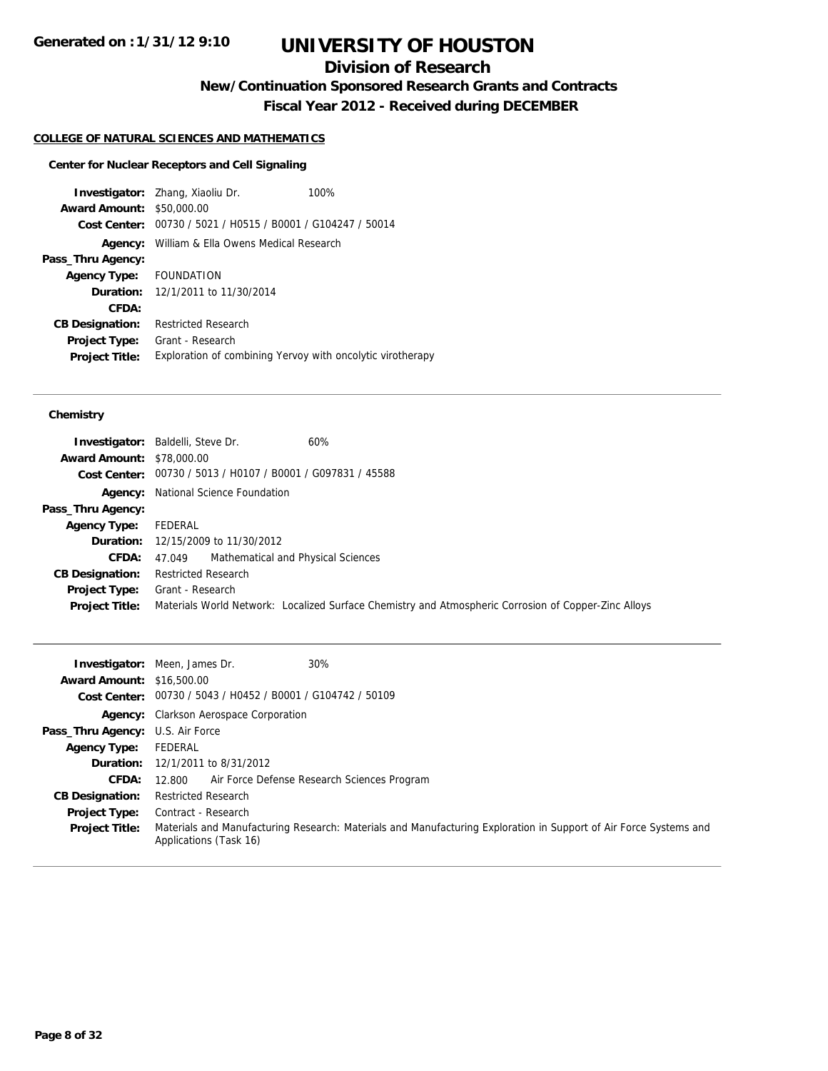# UNIVERSITY OF HOUSTON

## Division of Research

### New/Continuation Sponsored Research Grants and Contracts

### Fiscal Year 2012 - Received during DECEMBER

**COLLEGE OF NATURAL SCIENCES AND MATHEMATICS**

**Center for Nuclear Receptors and Cell Signaling**

**Investigator:** Zhang, Xiaoliu Dr. 100%
**Award Amount:** $50,000.00
**Cost Center:** 00730 / 5021 / H0515 / B0001 / G104247 / 50014
**Agency:** William & Ella Owens Medical Research
**Pass_Thru Agency:**
**Agency Type:** FOUNDATION
**Duration:** 12/1/2011 to 11/30/2014
**CFDA:**
**CB Designation:** Restricted Research
**Project Type:** Grant - Research
**Project Title:** Exploration of combining Yervoy with oncolytic virotherapy

---

**Chemistry**

**Investigator:** Baldelli, Steve Dr. 60%
**Award Amount:** $78,000.00
**Cost Center:** 00730 / 5013 / H0107 / B0001 / G097831 / 45588
**Agency:** National Science Foundation
**Pass_Thru Agency:**
**Agency Type:** FEDERAL
**Duration:** 12/15/2009 to 11/30/2012
**CFDA:** 47.049 Mathematical and Physical Sciences
**CB Designation:** Restricted Research
**Project Type:** Grant - Research
**Project Title:** Materials World Network: Localized Surface Chemistry and Atmospheric Corrosion of Copper-Zinc Alloys

---

**Investigator:** Meen, James Dr. 30%
**Award Amount:** $16,500.00
**Cost Center:** 00730 / 5043 / H0452 / B0001 / G104742 / 50109
**Agency:** Clarkson Aerospace Corporation
**Pass_Thru Agency:** U.S. Air Force
**Agency Type:** FEDERAL
**Duration:** 12/1/2011 to 8/31/2012
**CFDA:** 12.800 Air Force Defense Research Sciences Program
**CB Designation:** Restricted Research
**Project Type:** Contract - Research
**Project Title:** Materials and Manufacturing Research: Materials and Manufacturing Exploration in Support of Air Force Systems and Applications (Task 16)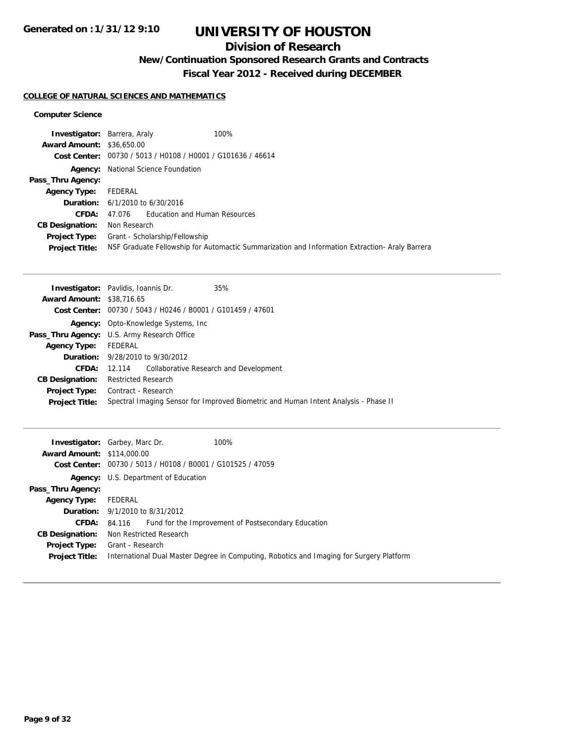# UNIVERSITY OF HOUSTON

## Division of Research

### New/Continuation Sponsored Research Grants and Contracts

### Fiscal Year 2012 - Received during DECEMBER

**COLLEGE OF NATURAL SCIENCES AND MATHEMATICS**

**Computer Science**

| | | |
|---|---|---|
| **Investigator:** | Barrera, Araly | 100% |
| **Award Amount:** | $36,650.00 | |
| **Cost Center:** | 00730 / 5013 / H0108 / H0001 / G101636 / 46614 | |
| **Agency:** | National Science Foundation | |
| **Pass_Thru Agency:** | | |
| **Agency Type:** | FEDERAL | |
| **Duration:** | 6/1/2010 to 6/30/2016 | |
| **CFDA:** | 47.076 Education and Human Resources | |
| **CB Designation:** | Non Research | |
| **Project Type:** | Grant - Scholarship/Fellowship | |
| **Project Title:** | NSF Graduate Fellowship for Automactic Summarization and Information Extraction- Araly Barrera | |

---

| | | |
|---|---|---|
| **Investigator:** | Pavlidis, Ioannis Dr. | 35% |
| **Award Amount:** | $38,716.65 | |
| **Cost Center:** | 00730 / 5043 / H0246 / B0001 / G101459 / 47601 | |
| **Agency:** | Opto-Knowledge Systems, Inc | |
| **Pass_Thru Agency:** | U.S. Army Research Office | |
| **Agency Type:** | FEDERAL | |
| **Duration:** | 9/28/2010 to 9/30/2012 | |
| **CFDA:** | 12.114 Collaborative Research and Development | |
| **CB Designation:** | Restricted Research | |
| **Project Type:** | Contract - Research | |
| **Project Title:** | Spectral Imaging Sensor for Improved Biometric and Human Intent Analysis - Phase II | |

---

| | | |
|---|---|---|
| **Investigator:** | Garbey, Marc Dr. | 100% |
| **Award Amount:** | $114,000.00 | |
| **Cost Center:** | 00730 / 5013 / H0108 / B0001 / G101525 / 47059 | |
| **Agency:** | U.S. Department of Education | |
| **Pass_Thru Agency:** | | |
| **Agency Type:** | FEDERAL | |
| **Duration:** | 9/1/2010 to 8/31/2012 | |
| **CFDA:** | 84.116 Fund for the Improvement of Postsecondary Education | |
| **CB Designation:** | Non Restricted Research | |
| **Project Type:** | Grant - Research | |
| **Project Title:** | International Dual Master Degree in Computing, Robotics and Imaging for Surgery Platform | |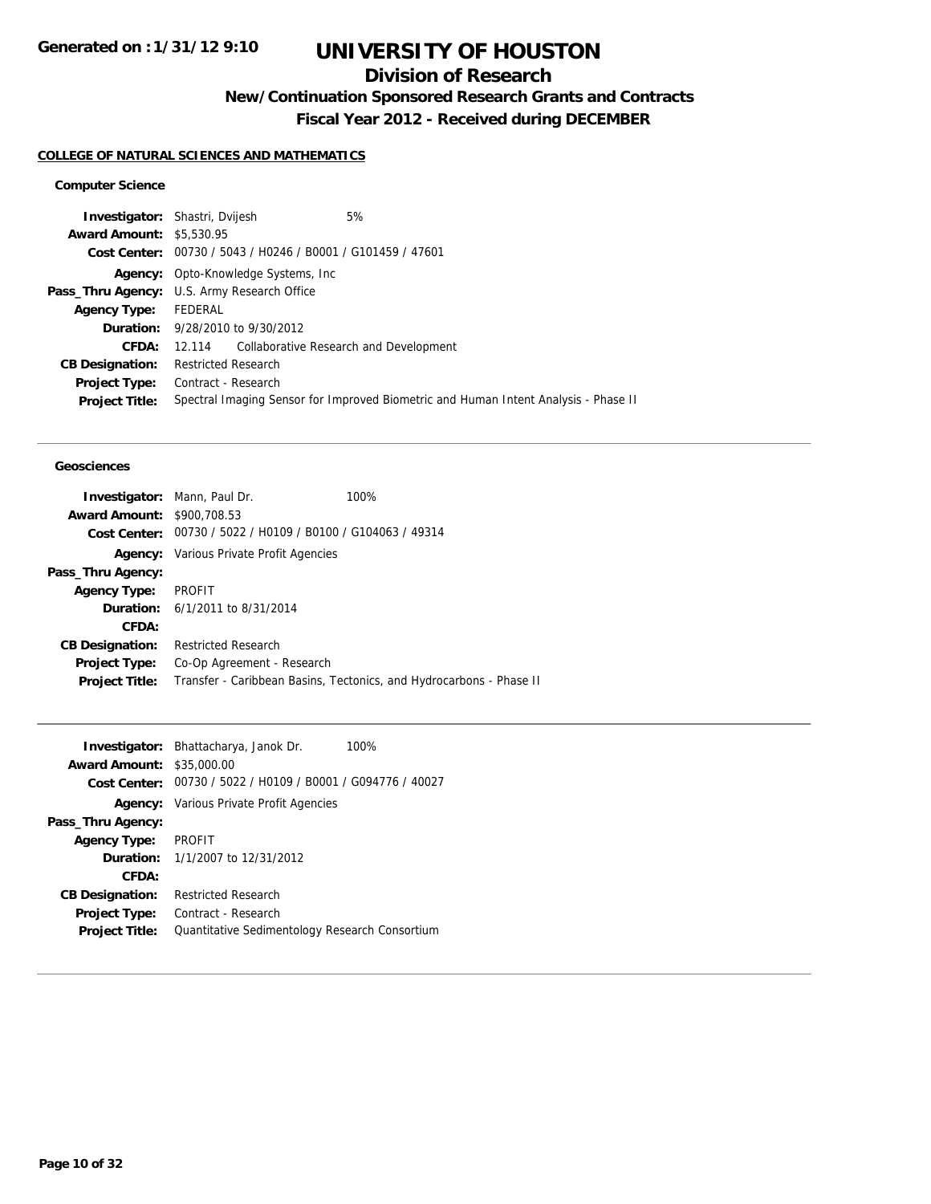**Generated on :1/31/12 9:10**

# UNIVERSITY OF HOUSTON

## Division of Research

### New/Continuation Sponsored Research Grants and Contracts

### Fiscal Year 2012 - Received during DECEMBER

**COLLEGE OF NATURAL SCIENCES AND MATHEMATICS**

**Computer Science**

| | |
|---|---|
| **Investigator:** | Shastri, Dvijesh 5% |
| **Award Amount:** | $5,530.95 |
| **Cost Center:** | 00730 / 5043 / H0246 / B0001 / G101459 / 47601 |
| **Agency:** | Opto-Knowledge Systems, Inc |
| **Pass_Thru Agency:** | U.S. Army Research Office |
| **Agency Type:** | FEDERAL |
| **Duration:** | 9/28/2010 to 9/30/2012 |
| **CFDA:** | 12.114 Collaborative Research and Development |
| **CB Designation:** | Restricted Research |
| **Project Type:** | Contract - Research |
| **Project Title:** | Spectral Imaging Sensor for Improved Biometric and Human Intent Analysis - Phase II |

**Geosciences**

| | |
|---|---|
| **Investigator:** | Mann, Paul Dr. 100% |
| **Award Amount:** | $900,708.53 |
| **Cost Center:** | 00730 / 5022 / H0109 / B0100 / G104063 / 49314 |
| **Agency:** | Various Private Profit Agencies |
| **Pass_Thru Agency:** | |
| **Agency Type:** | PROFIT |
| **Duration:** | 6/1/2011 to 8/31/2014 |
| **CFDA:** | |
| **CB Designation:** | Restricted Research |
| **Project Type:** | Co-Op Agreement - Research |
| **Project Title:** | Transfer - Caribbean Basins, Tectonics, and Hydrocarbons - Phase II |

| | |
|---|---|
| **Investigator:** | Bhattacharya, Janok Dr. 100% |
| **Award Amount:** | $35,000.00 |
| **Cost Center:** | 00730 / 5022 / H0109 / B0001 / G094776 / 40027 |
| **Agency:** | Various Private Profit Agencies |
| **Pass_Thru Agency:** | |
| **Agency Type:** | PROFIT |
| **Duration:** | 1/1/2007 to 12/31/2012 |
| **CFDA:** | |
| **CB Designation:** | Restricted Research |
| **Project Type:** | Contract - Research |
| **Project Title:** | Quantitative Sedimentology Research Consortium |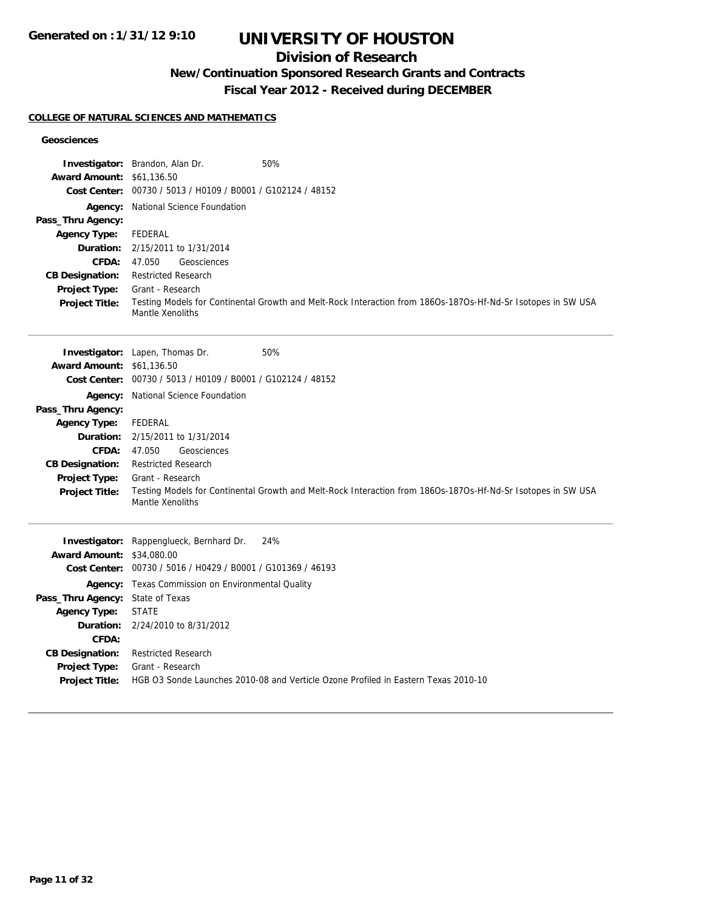# UNIVERSITY OF HOUSTON

## Division of Research

### New/Continuation Sponsored Research Grants and Contracts

### Fiscal Year 2012 - Received during DECEMBER

**COLLEGE OF NATURAL SCIENCES AND MATHEMATICS**

**Geosciences**

**Investigator:** Brandon, Alan Dr. 50%
**Award Amount:** $61,136.50
**Cost Center:** 00730 / 5013 / H0109 / B0001 / G102124 / 48152
**Agency:** National Science Foundation
**Pass_Thru Agency:**
**Agency Type:** FEDERAL
**Duration:** 2/15/2011 to 1/31/2014
**CFDA:** 47.050 Geosciences
**CB Designation:** Restricted Research
**Project Type:** Grant - Research
**Project Title:** Testing Models for Continental Growth and Melt-Rock Interaction from 186Os-187Os-Hf-Nd-Sr Isotopes in SW USA Mantle Xenoliths

---

**Investigator:** Lapen, Thomas Dr. 50%
**Award Amount:** $61,136.50
**Cost Center:** 00730 / 5013 / H0109 / B0001 / G102124 / 48152
**Agency:** National Science Foundation
**Pass_Thru Agency:**
**Agency Type:** FEDERAL
**Duration:** 2/15/2011 to 1/31/2014
**CFDA:** 47.050 Geosciences
**CB Designation:** Restricted Research
**Project Type:** Grant - Research
**Project Title:** Testing Models for Continental Growth and Melt-Rock Interaction from 186Os-187Os-Hf-Nd-Sr Isotopes in SW USA Mantle Xenoliths

---

**Investigator:** Rappenglueck, Bernhard Dr. 24%
**Award Amount:** $34,080.00
**Cost Center:** 00730 / 5016 / H0429 / B0001 / G101369 / 46193
**Agency:** Texas Commission on Environmental Quality
**Pass_Thru Agency:** State of Texas
**Agency Type:** STATE
**Duration:** 2/24/2010 to 8/31/2012
**CFDA:**
**CB Designation:** Restricted Research
**Project Type:** Grant - Research
**Project Title:** HGB O3 Sonde Launches 2010-08 and Verticle Ozone Profiled in Eastern Texas 2010-10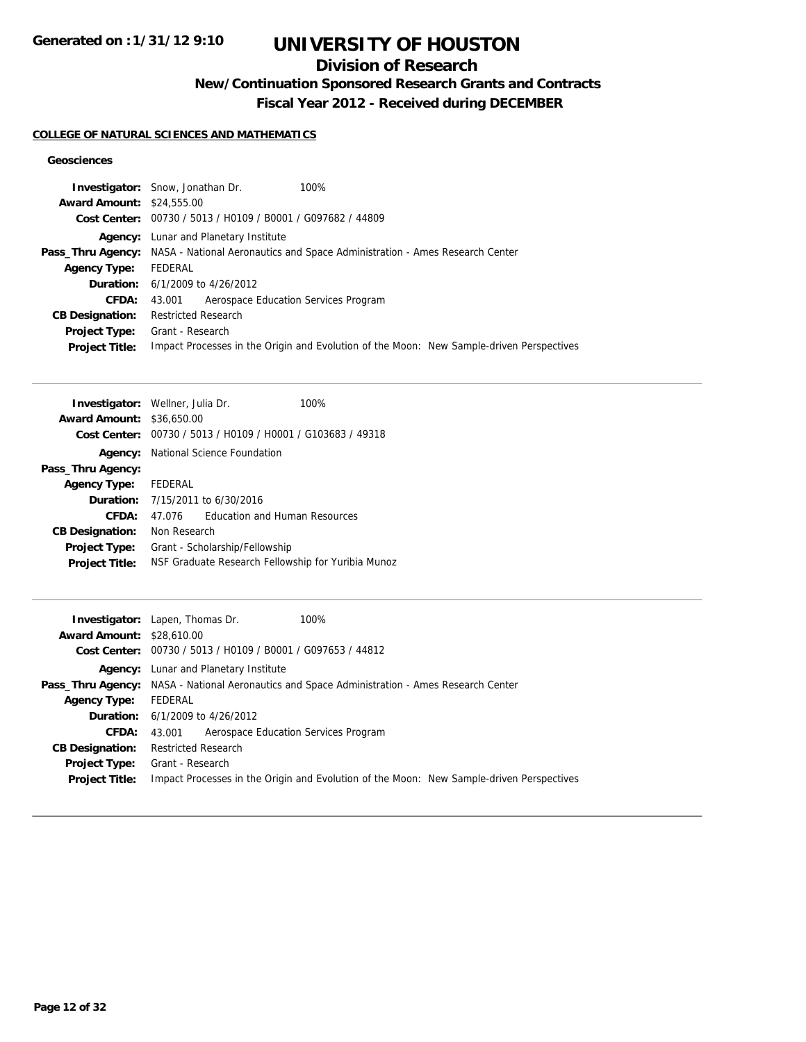# UNIVERSITY OF HOUSTON

## Division of Research

### New/Continuation Sponsored Research Grants and Contracts

### Fiscal Year 2012 - Received during DECEMBER

**COLLEGE OF NATURAL SCIENCES AND MATHEMATICS**

**Geosciences**

**Investigator:** Snow, Jonathan Dr. 100%
**Award Amount:** $24,555.00
**Cost Center:** 00730 / 5013 / H0109 / B0001 / G097682 / 44809
**Agency:** Lunar and Planetary Institute
**Pass_Thru Agency:** NASA - National Aeronautics and Space Administration - Ames Research Center
**Agency Type:** FEDERAL
**Duration:** 6/1/2009 to 4/26/2012
**CFDA:** 43.001 Aerospace Education Services Program
**CB Designation:** Restricted Research
**Project Type:** Grant - Research
**Project Title:** Impact Processes in the Origin and Evolution of the Moon: New Sample-driven Perspectives

---

**Investigator:** Wellner, Julia Dr. 100%
**Award Amount:** $36,650.00
**Cost Center:** 00730 / 5013 / H0109 / H0001 / G103683 / 49318
**Agency:** National Science Foundation
**Pass_Thru Agency:**
**Agency Type:** FEDERAL
**Duration:** 7/15/2011 to 6/30/2016
**CFDA:** 47.076 Education and Human Resources
**CB Designation:** Non Research
**Project Type:** Grant - Scholarship/Fellowship
**Project Title:** NSF Graduate Research Fellowship for Yuribia Munoz

---

**Investigator:** Lapen, Thomas Dr. 100%
**Award Amount:** $28,610.00
**Cost Center:** 00730 / 5013 / H0109 / B0001 / G097653 / 44812
**Agency:** Lunar and Planetary Institute
**Pass_Thru Agency:** NASA - National Aeronautics and Space Administration - Ames Research Center
**Agency Type:** FEDERAL
**Duration:** 6/1/2009 to 4/26/2012
**CFDA:** 43.001 Aerospace Education Services Program
**CB Designation:** Restricted Research
**Project Type:** Grant - Research
**Project Title:** Impact Processes in the Origin and Evolution of the Moon: New Sample-driven Perspectives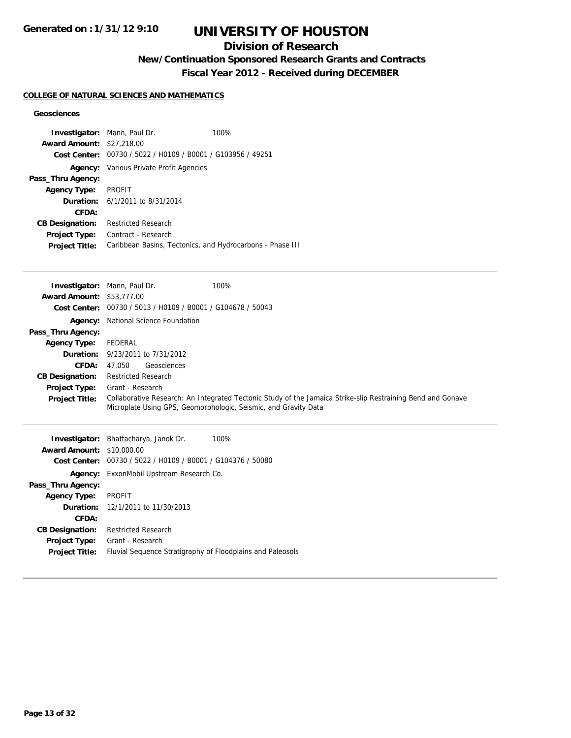# UNIVERSITY OF HOUSTON

## Division of Research

### New/Continuation Sponsored Research Grants and Contracts

### Fiscal Year 2012 - Received during DECEMBER

#### COLLEGE OF NATURAL SCIENCES AND MATHEMATICS

##### Geosciences

**Investigator:** Mann, Paul Dr. 100%
**Award Amount:** $27,218.00
**Cost Center:** 00730 / 5022 / H0109 / B0001 / G103956 / 49251
**Agency:** Various Private Profit Agencies
**Pass_Thru Agency:**
**Agency Type:** PROFIT
**Duration:** 6/1/2011 to 8/31/2014
**CFDA:**
**CB Designation:** Restricted Research
**Project Type:** Contract - Research
**Project Title:** Caribbean Basins, Tectonics, and Hydrocarbons - Phase III

---

**Investigator:** Mann, Paul Dr. 100%
**Award Amount:** $53,777.00
**Cost Center:** 00730 / 5013 / H0109 / B0001 / G104678 / 50043
**Agency:** National Science Foundation
**Pass_Thru Agency:**
**Agency Type:** FEDERAL
**Duration:** 9/23/2011 to 7/31/2012
**CFDA:** 47.050 Geosciences
**CB Designation:** Restricted Research
**Project Type:** Grant - Research
**Project Title:** Collaborative Research: An Integrated Tectonic Study of the Jamaica Strike-slip Restraining Bend and Gonave Microplate Using GPS, Geomorphologic, Seismic, and Gravity Data

---

**Investigator:** Bhattacharya, Janok Dr. 100%
**Award Amount:** $10,000.00
**Cost Center:** 00730 / 5022 / H0109 / B0001 / G104376 / 50080
**Agency:** ExxonMobil Upstream Research Co.
**Pass_Thru Agency:**
**Agency Type:** PROFIT
**Duration:** 12/1/2011 to 11/30/2013
**CFDA:**
**CB Designation:** Restricted Research
**Project Type:** Grant - Research
**Project Title:** Fluvial Sequence Stratigraphy of Floodplains and Paleosols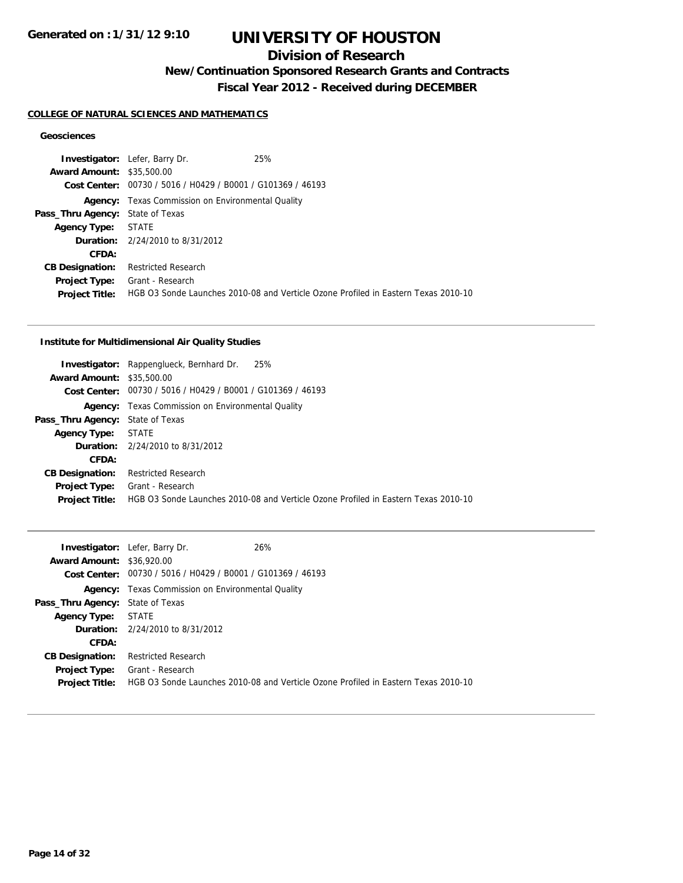# UNIVERSITY OF HOUSTON

## Division of Research

### New/Continuation Sponsored Research Grants and Contracts

### Fiscal Year 2012 - Received during DECEMBER

**Generated on : 1/31/12 9:10**

**COLLEGE OF NATURAL SCIENCES AND MATHEMATICS**

#### Geosciences

**Investigator:** Lefer, Barry Dr. 25%
**Award Amount:** $35,500.00
**Cost Center:** 00730 / 5016 / H0429 / B0001 / G101369 / 46193
**Agency:** Texas Commission on Environmental Quality
**Pass_Thru Agency:** State of Texas
**Agency Type:** STATE
**Duration:** 2/24/2010 to 8/31/2012
**CFDA:**
**CB Designation:** Restricted Research
**Project Type:** Grant - Research
**Project Title:** HGB O3 Sonde Launches 2010-08 and Verticle Ozone Profiled in Eastern Texas 2010-10

---

#### Institute for Multidimensional Air Quality Studies

**Investigator:** Rappenglueck, Bernhard Dr. 25%
**Award Amount:** $35,500.00
**Cost Center:** 00730 / 5016 / H0429 / B0001 / G101369 / 46193
**Agency:** Texas Commission on Environmental Quality
**Pass_Thru Agency:** State of Texas
**Agency Type:** STATE
**Duration:** 2/24/2010 to 8/31/2012
**CFDA:**
**CB Designation:** Restricted Research
**Project Type:** Grant - Research
**Project Title:** HGB O3 Sonde Launches 2010-08 and Verticle Ozone Profiled in Eastern Texas 2010-10

---

**Investigator:** Lefer, Barry Dr. 26%
**Award Amount:** $36,920.00
**Cost Center:** 00730 / 5016 / H0429 / B0001 / G101369 / 46193
**Agency:** Texas Commission on Environmental Quality
**Pass_Thru Agency:** State of Texas
**Agency Type:** STATE
**Duration:** 2/24/2010 to 8/31/2012
**CFDA:**
**CB Designation:** Restricted Research
**Project Type:** Grant - Research
**Project Title:** HGB O3 Sonde Launches 2010-08 and Verticle Ozone Profiled in Eastern Texas 2010-10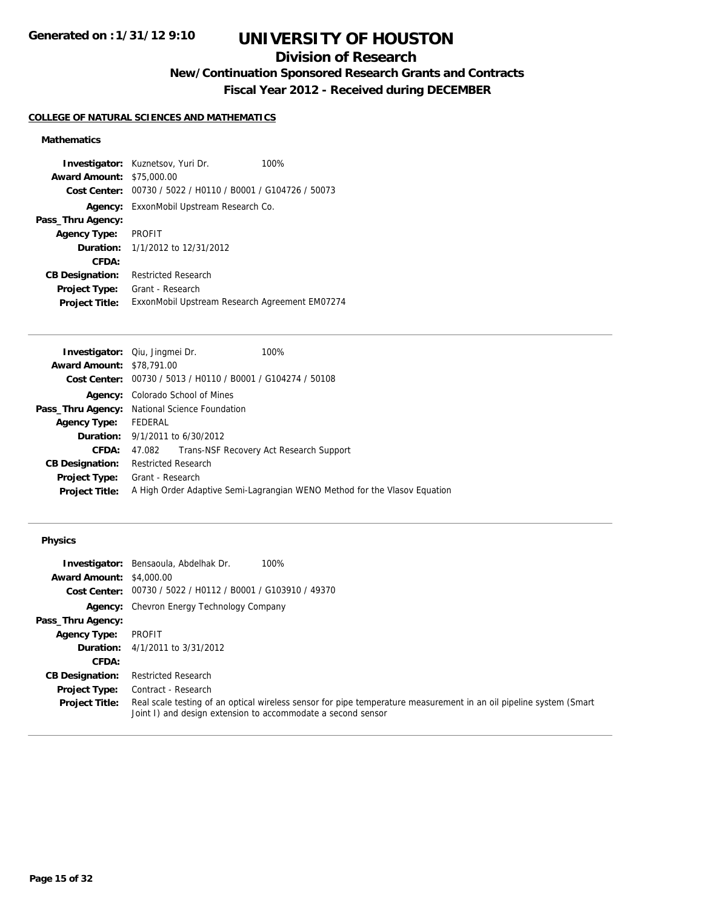# UNIVERSITY OF HOUSTON

## Division of Research

### New/Continuation Sponsored Research Grants and Contracts

### Fiscal Year 2012 - Received during DECEMBER

**Generated on : 1/31/12 9:10**

#### COLLEGE OF NATURAL SCIENCES AND MATHEMATICS

##### Mathematics

**Investigator:** Kuznetsov, Yuri Dr. 100%
**Award Amount:** $75,000.00
**Cost Center:** 00730 / 5022 / H0110 / B0001 / G104726 / 50073
**Agency:** ExxonMobil Upstream Research Co.
**Pass_Thru Agency:**
**Agency Type:** PROFIT
**Duration:** 1/1/2012 to 12/31/2012
**CFDA:**
**CB Designation:** Restricted Research
**Project Type:** Grant - Research
**Project Title:** ExxonMobil Upstream Research Agreement EM07274

---

**Investigator:** Qiu, Jingmei Dr. 100%
**Award Amount:** $78,791.00
**Cost Center:** 00730 / 5013 / H0110 / B0001 / G104274 / 50108
**Agency:** Colorado School of Mines
**Pass_Thru Agency:** National Science Foundation
**Agency Type:** FEDERAL
**Duration:** 9/1/2011 to 6/30/2012
**CFDA:** 47.082 Trans-NSF Recovery Act Research Support
**CB Designation:** Restricted Research
**Project Type:** Grant - Research
**Project Title:** A High Order Adaptive Semi-Lagrangian WENO Method for the Vlasov Equation

---

##### Physics

**Investigator:** Bensaoula, Abdelhak Dr. 100%
**Award Amount:** $4,000.00
**Cost Center:** 00730 / 5022 / H0112 / B0001 / G103910 / 49370
**Agency:** Chevron Energy Technology Company
**Pass_Thru Agency:**
**Agency Type:** PROFIT
**Duration:** 4/1/2011 to 3/31/2012
**CFDA:**
**CB Designation:** Restricted Research
**Project Type:** Contract - Research
**Project Title:** Real scale testing of an optical wireless sensor for pipe temperature measurement in an oil pipeline system (Smart Joint I) and design extension to accommodate a second sensor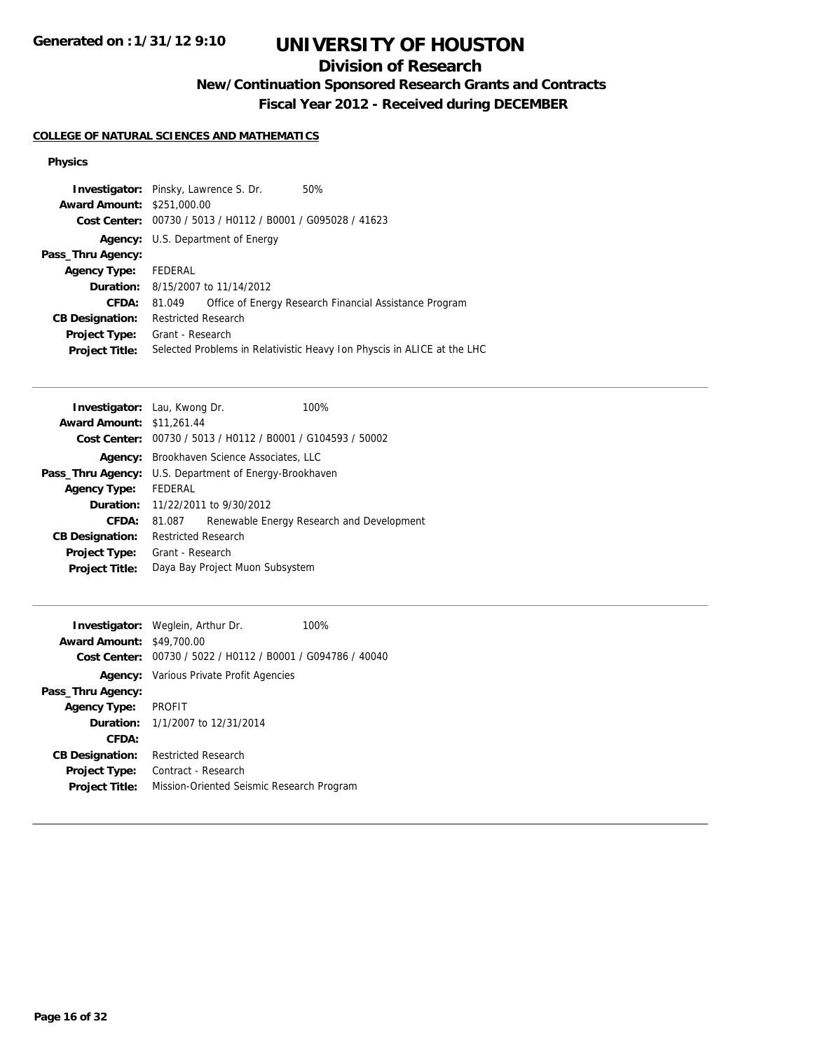# UNIVERSITY OF HOUSTON

## Division of Research

### New/Continuation Sponsored Research Grants and Contracts

### Fiscal Year 2012 - Received during DECEMBER

**COLLEGE OF NATURAL SCIENCES AND MATHEMATICS**

**Physics**

**Investigator:** Pinsky, Lawrence S. Dr. 50%
**Award Amount:** $251,000.00
**Cost Center:** 00730 / 5013 / H0112 / B0001 / G095028 / 41623
**Agency:** U.S. Department of Energy
**Pass_Thru Agency:**
**Agency Type:** FEDERAL
**Duration:** 8/15/2007 to 11/14/2012
**CFDA:** 81.049 Office of Energy Research Financial Assistance Program
**CB Designation:** Restricted Research
**Project Type:** Grant - Research
**Project Title:** Selected Problems in Relativistic Heavy Ion Physcis in ALICE at the LHC

---

**Investigator:** Lau, Kwong Dr. 100%
**Award Amount:** $11,261.44
**Cost Center:** 00730 / 5013 / H0112 / B0001 / G104593 / 50002
**Agency:** Brookhaven Science Associates, LLC
**Pass_Thru Agency:** U.S. Department of Energy-Brookhaven
**Agency Type:** FEDERAL
**Duration:** 11/22/2011 to 9/30/2012
**CFDA:** 81.087 Renewable Energy Research and Development
**CB Designation:** Restricted Research
**Project Type:** Grant - Research
**Project Title:** Daya Bay Project Muon Subsystem

---

**Investigator:** Weglein, Arthur Dr. 100%
**Award Amount:** $49,700.00
**Cost Center:** 00730 / 5022 / H0112 / B0001 / G094786 / 40040
**Agency:** Various Private Profit Agencies
**Pass_Thru Agency:**
**Agency Type:** PROFIT
**Duration:** 1/1/2007 to 12/31/2014
**CFDA:**
**CB Designation:** Restricted Research
**Project Type:** Contract - Research
**Project Title:** Mission-Oriented Seismic Research Program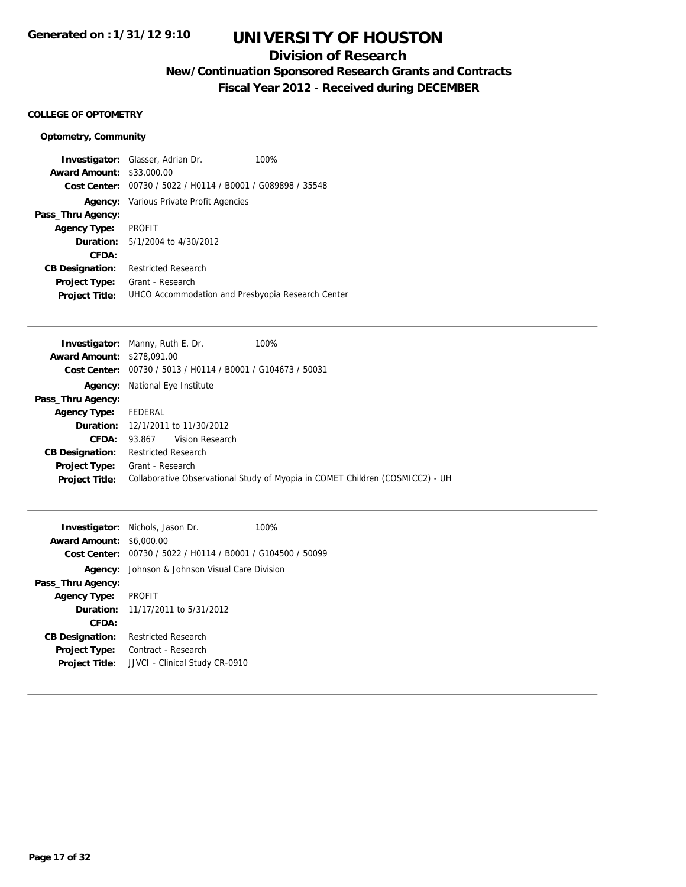# UNIVERSITY OF HOUSTON

## Division of Research

### New/Continuation Sponsored Research Grants and Contracts

### Fiscal Year 2012 - Received during DECEMBER

**COLLEGE OF OPTOMETRY**

**Optometry, Community**

**Investigator:** Glasser, Adrian Dr. 100%
**Award Amount:** $33,000.00
**Cost Center:** 00730 / 5022 / H0114 / B0001 / G089898 / 35548
**Agency:** Various Private Profit Agencies
**Pass_Thru Agency:**
**Agency Type:** PROFIT
**Duration:** 5/1/2004 to 4/30/2012
**CFDA:**
**CB Designation:** Restricted Research
**Project Type:** Grant - Research
**Project Title:** UHCO Accommodation and Presbyopia Research Center

---

**Investigator:** Manny, Ruth E. Dr. 100%
**Award Amount:** $278,091.00
**Cost Center:** 00730 / 5013 / H0114 / B0001 / G104673 / 50031
**Agency:** National Eye Institute
**Pass_Thru Agency:**
**Agency Type:** FEDERAL
**Duration:** 12/1/2011 to 11/30/2012
**CFDA:** 93.867 Vision Research
**CB Designation:** Restricted Research
**Project Type:** Grant - Research
**Project Title:** Collaborative Observational Study of Myopia in COMET Children (COSMICC2) - UH

---

**Investigator:** Nichols, Jason Dr. 100%
**Award Amount:** $6,000.00
**Cost Center:** 00730 / 5022 / H0114 / B0001 / G104500 / 50099
**Agency:** Johnson & Johnson Visual Care Division
**Pass_Thru Agency:**
**Agency Type:** PROFIT
**Duration:** 11/17/2011 to 5/31/2012
**CFDA:**
**CB Designation:** Restricted Research
**Project Type:** Contract - Research
**Project Title:** JJVCI - Clinical Study CR-0910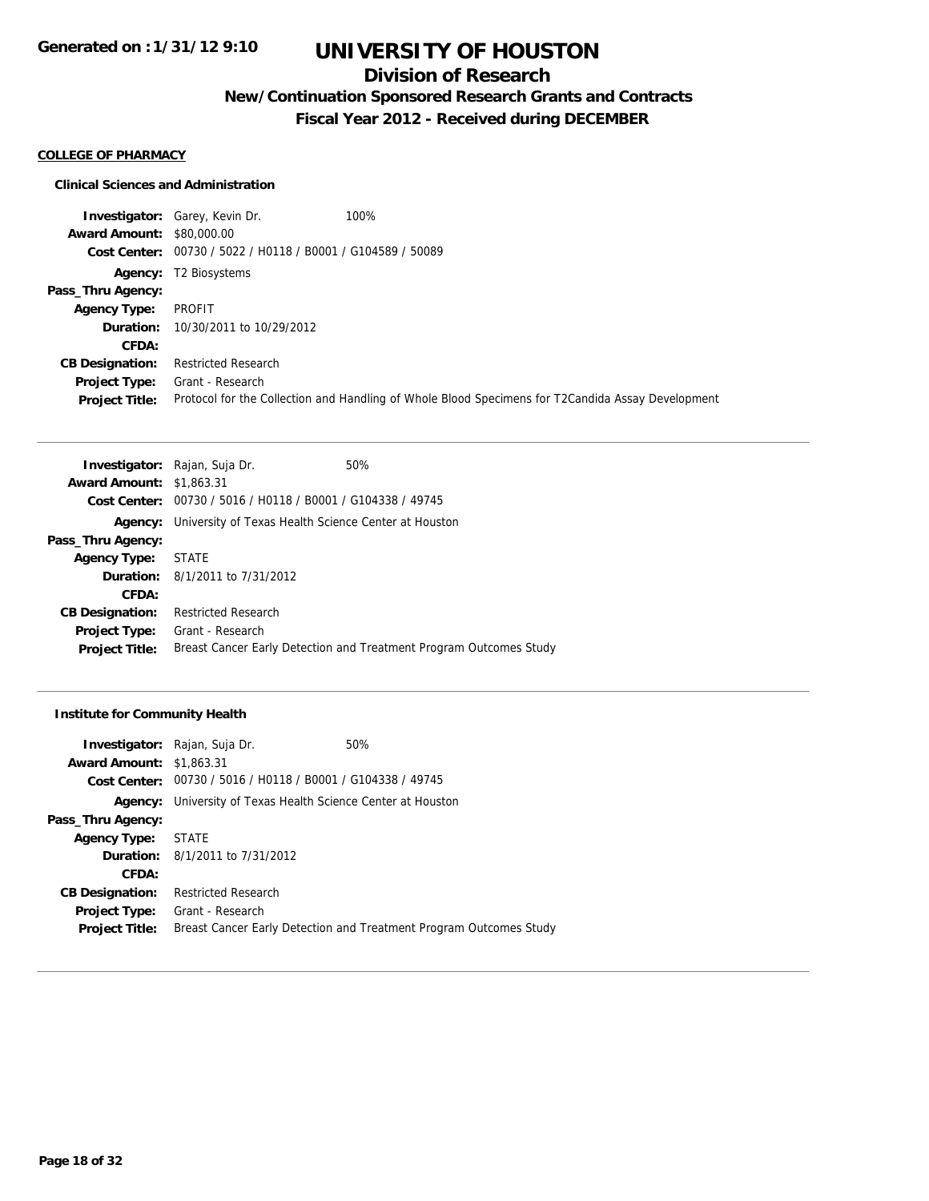#### COLLEGE OF PHARMACY

##### Clinical Sciences and Administration

| | | |
|---|---|---|
| **Investigator:** | Garey, Kevin Dr. | 100% |
| **Award Amount:** | $80,000.00 | |
| **Cost Center:** | 00730 / 5022 / H0118 / B0001 / G104589 / 50089 | |
| **Agency:** | T2 Biosystems | |
| **Pass_Thru Agency:** | | |
| **Agency Type:** | PROFIT | |
| **Duration:** | 10/30/2011 to 10/29/2012 | |
| **CFDA:** | | |
| **CB Designation:** | Restricted Research | |
| **Project Type:** | Grant - Research | |
| **Project Title:** | Protocol for the Collection and Handling of Whole Blood Specimens for T2Candida Assay Development | |

| | | |
|---|---|---|
| **Investigator:** | Rajan, Suja Dr. | 50% |
| **Award Amount:** | $1,863.31 | |
| **Cost Center:** | 00730 / 5016 / H0118 / B0001 / G104338 / 49745 | |
| **Agency:** | University of Texas Health Science Center at Houston | |
| **Pass_Thru Agency:** | | |
| **Agency Type:** | STATE | |
| **Duration:** | 8/1/2011 to 7/31/2012 | |
| **CFDA:** | | |
| **CB Designation:** | Restricted Research | |
| **Project Type:** | Grant - Research | |
| **Project Title:** | Breast Cancer Early Detection and Treatment Program Outcomes Study | |

##### Institute for Community Health

| | | |
|---|---|---|
| **Investigator:** | Rajan, Suja Dr. | 50% |
| **Award Amount:** | $1,863.31 | |
| **Cost Center:** | 00730 / 5016 / H0118 / B0001 / G104338 / 49745 | |
| **Agency:** | University of Texas Health Science Center at Houston | |
| **Pass_Thru Agency:** | | |
| **Agency Type:** | STATE | |
| **Duration:** | 8/1/2011 to 7/31/2012 | |
| **CFDA:** | | |
| **CB Designation:** | Restricted Research | |
| **Project Type:** | Grant - Research | |
| **Project Title:** | Breast Cancer Early Detection and Treatment Program Outcomes Study | |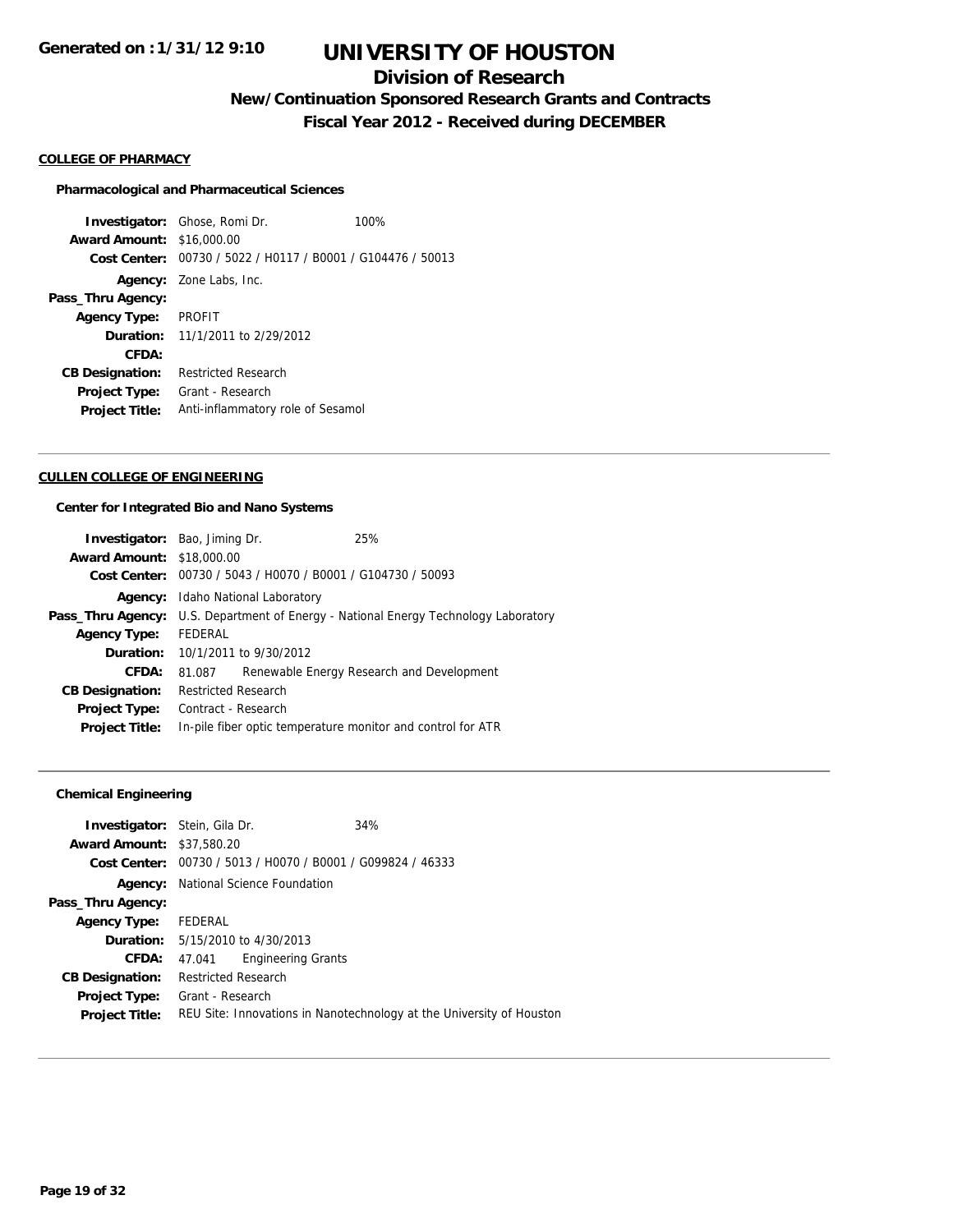# UNIVERSITY OF HOUSTON

## Division of Research

### New/Continuation Sponsored Research Grants and Contracts

### Fiscal Year 2012 - Received during DECEMBER

Generated on :1/31/12 9:10

**COLLEGE OF PHARMACY**

**Pharmacological and Pharmaceutical Sciences**

| | |
|---|---|
| **Investigator:** | Ghose, Romi Dr. 100% |
| **Award Amount:** | $16,000.00 |
| **Cost Center:** | 00730 / 5022 / H0117 / B0001 / G104476 / 50013 |
| **Agency:** | Zone Labs, Inc. |
| **Pass_Thru Agency:** | |
| **Agency Type:** | PROFIT |
| **Duration:** | 11/1/2011 to 2/29/2012 |
| **CFDA:** | |
| **CB Designation:** | Restricted Research |
| **Project Type:** | Grant - Research |
| **Project Title:** | Anti-inflammatory role of Sesamol |

**CULLEN COLLEGE OF ENGINEERING**

**Center for Integrated Bio and Nano Systems**

| | |
|---|---|
| **Investigator:** | Bao, Jiming Dr. 25% |
| **Award Amount:** | $18,000.00 |
| **Cost Center:** | 00730 / 5043 / H0070 / B0001 / G104730 / 50093 |
| **Agency:** | Idaho National Laboratory |
| **Pass_Thru Agency:** | U.S. Department of Energy - National Energy Technology Laboratory |
| **Agency Type:** | FEDERAL |
| **Duration:** | 10/1/2011 to 9/30/2012 |
| **CFDA:** | 81.087 Renewable Energy Research and Development |
| **CB Designation:** | Restricted Research |
| **Project Type:** | Contract - Research |
| **Project Title:** | In-pile fiber optic temperature monitor and control for ATR |

**Chemical Engineering**

| | |
|---|---|
| **Investigator:** | Stein, Gila Dr. 34% |
| **Award Amount:** | $37,580.20 |
| **Cost Center:** | 00730 / 5013 / H0070 / B0001 / G099824 / 46333 |
| **Agency:** | National Science Foundation |
| **Pass_Thru Agency:** | |
| **Agency Type:** | FEDERAL |
| **Duration:** | 5/15/2010 to 4/30/2013 |
| **CFDA:** | 47.041 Engineering Grants |
| **CB Designation:** | Restricted Research |
| **Project Type:** | Grant - Research |
| **Project Title:** | REU Site: Innovations in Nanotechnology at the University of Houston |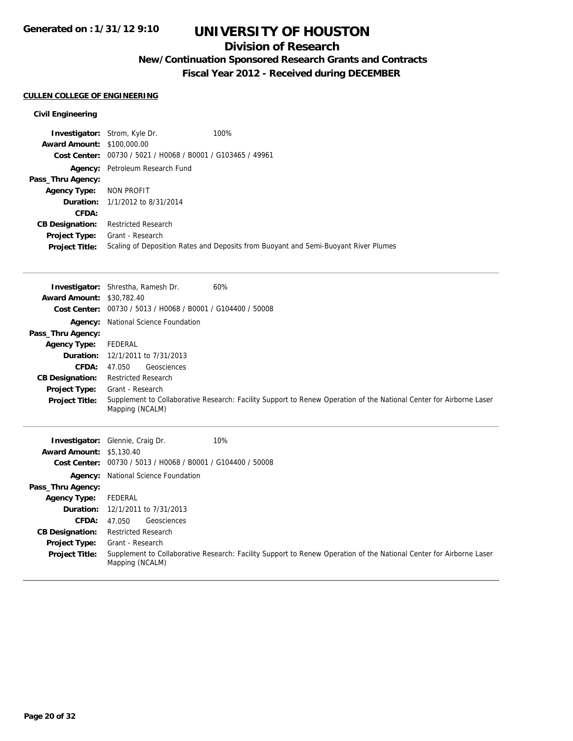# UNIVERSITY OF HOUSTON

## Division of Research

### New/Continuation Sponsored Research Grants and Contracts

### Fiscal Year 2012 - Received during DECEMBER

**Generated on : 1/31/12 9:10**

**CULLEN COLLEGE OF ENGINEERING**

**Civil Engineering**

**Investigator:** Strom, Kyle Dr. 100%
**Award Amount:** $100,000.00
**Cost Center:** 00730 / 5021 / H0068 / B0001 / G103465 / 49961
**Agency:** Petroleum Research Fund
**Pass_Thru Agency:**
**Agency Type:** NON PROFIT
**Duration:** 1/1/2012 to 8/31/2014
**CFDA:**
**CB Designation:** Restricted Research
**Project Type:** Grant - Research
**Project Title:** Scaling of Deposition Rates and Deposits from Buoyant and Semi-Buoyant River Plumes

---

**Investigator:** Shrestha, Ramesh Dr. 60%
**Award Amount:** $30,782.40
**Cost Center:** 00730 / 5013 / H0068 / B0001 / G104400 / 50008
**Agency:** National Science Foundation
**Pass_Thru Agency:**
**Agency Type:** FEDERAL
**Duration:** 12/1/2011 to 7/31/2013
**CFDA:** 47.050 Geosciences
**CB Designation:** Restricted Research
**Project Type:** Grant - Research
**Project Title:** Supplement to Collaborative Research: Facility Support to Renew Operation of the National Center for Airborne Laser Mapping (NCALM)

---

**Investigator:** Glennie, Craig Dr. 10%
**Award Amount:** $5,130.40
**Cost Center:** 00730 / 5013 / H0068 / B0001 / G104400 / 50008
**Agency:** National Science Foundation
**Pass_Thru Agency:**
**Agency Type:** FEDERAL
**Duration:** 12/1/2011 to 7/31/2013
**CFDA:** 47.050 Geosciences
**CB Designation:** Restricted Research
**Project Type:** Grant - Research
**Project Title:** Supplement to Collaborative Research: Facility Support to Renew Operation of the National Center for Airborne Laser Mapping (NCALM)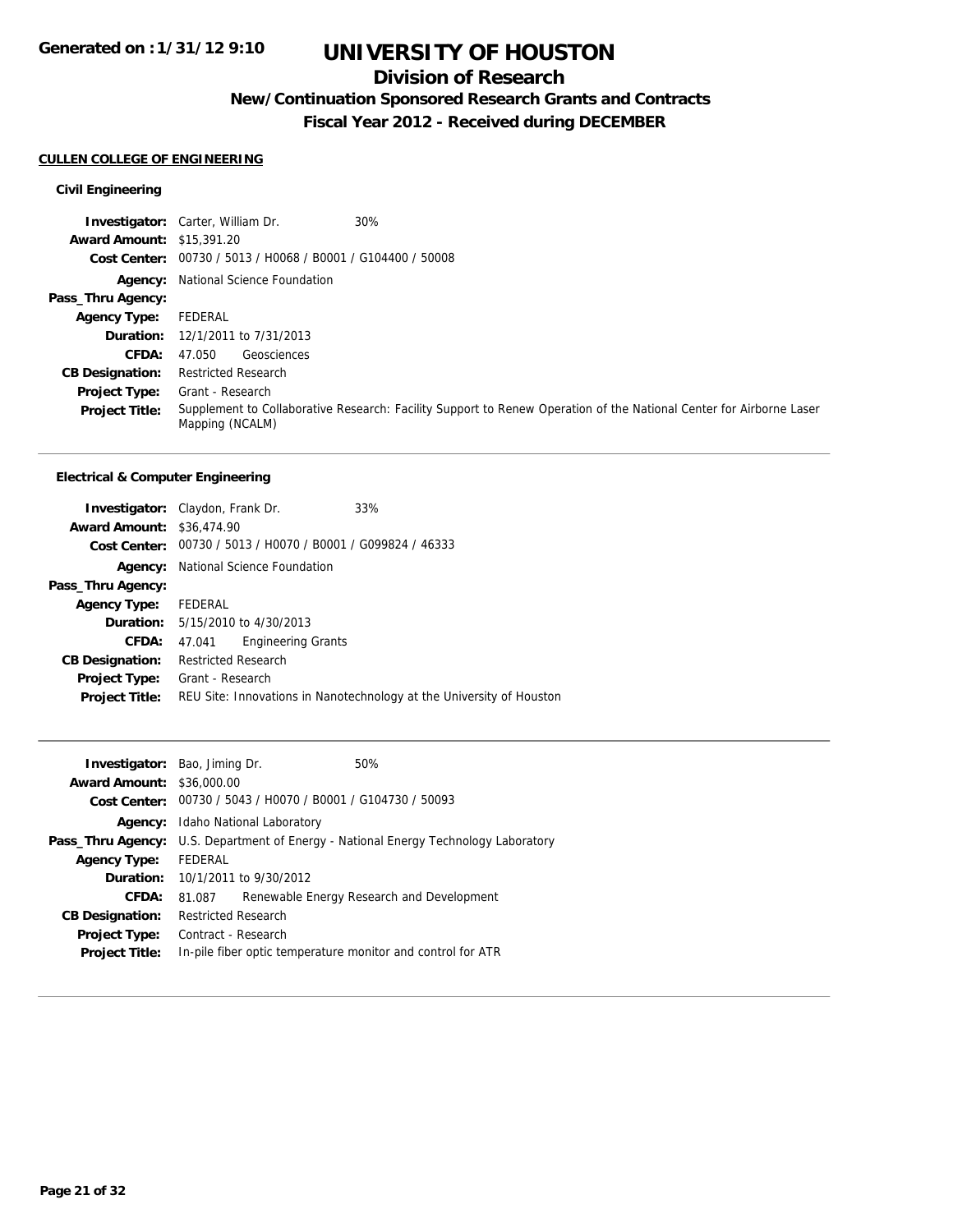Generated on :1/31/12 9:10

# UNIVERSITY OF HOUSTON

## Division of Research

### New/Continuation Sponsored Research Grants and Contracts

### Fiscal Year 2012 - Received during DECEMBER

**CULLEN COLLEGE OF ENGINEERING**

**Civil Engineering**

| | |
|---|---|
| **Investigator:** | Carter, William Dr. 30% |
| **Award Amount:** | $15,391.20 |
| **Cost Center:** | 00730 / 5013 / H0068 / B0001 / G104400 / 50008 |
| **Agency:** | National Science Foundation |
| **Pass_Thru Agency:** | |
| **Agency Type:** | FEDERAL |
| **Duration:** | 12/1/2011 to 7/31/2013 |
| **CFDA:** | 47.050 Geosciences |
| **CB Designation:** | Restricted Research |
| **Project Type:** | Grant - Research |
| **Project Title:** | Supplement to Collaborative Research: Facility Support to Renew Operation of the National Center for Airborne Laser Mapping (NCALM) |

**Electrical & Computer Engineering**

| | |
|---|---|
| **Investigator:** | Claydon, Frank Dr. 33% |
| **Award Amount:** | $36,474.90 |
| **Cost Center:** | 00730 / 5013 / H0070 / B0001 / G099824 / 46333 |
| **Agency:** | National Science Foundation |
| **Pass_Thru Agency:** | |
| **Agency Type:** | FEDERAL |
| **Duration:** | 5/15/2010 to 4/30/2013 |
| **CFDA:** | 47.041 Engineering Grants |
| **CB Designation:** | Restricted Research |
| **Project Type:** | Grant - Research |
| **Project Title:** | REU Site: Innovations in Nanotechnology at the University of Houston |

| | |
|---|---|
| **Investigator:** | Bao, Jiming Dr. 50% |
| **Award Amount:** | $36,000.00 |
| **Cost Center:** | 00730 / 5043 / H0070 / B0001 / G104730 / 50093 |
| **Agency:** | Idaho National Laboratory |
| **Pass_Thru Agency:** | U.S. Department of Energy - National Energy Technology Laboratory |
| **Agency Type:** | FEDERAL |
| **Duration:** | 10/1/2011 to 9/30/2012 |
| **CFDA:** | 81.087 Renewable Energy Research and Development |
| **CB Designation:** | Restricted Research |
| **Project Type:** | Contract - Research |
| **Project Title:** | In-pile fiber optic temperature monitor and control for ATR |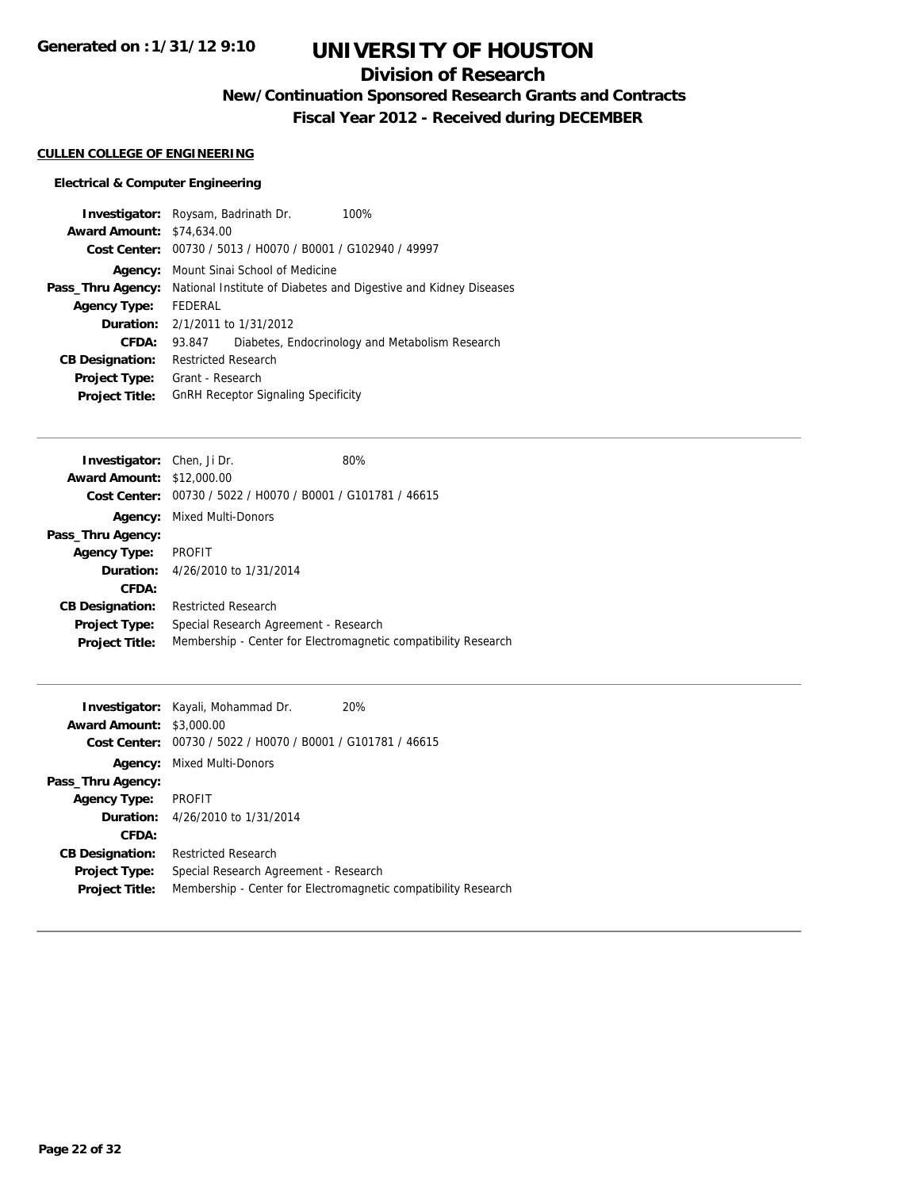# UNIVERSITY OF HOUSTON

## Division of Research

### New/Continuation Sponsored Research Grants and Contracts

### Fiscal Year 2012 - Received during DECEMBER

Generated on :1/31/12 9:10

**CULLEN COLLEGE OF ENGINEERING**

**Electrical & Computer Engineering**

**Investigator:** Roysam, Badrinath Dr. 100%
**Award Amount:** $74,634.00
**Cost Center:** 00730 / 5013 / H0070 / B0001 / G102940 / 49997
**Agency:** Mount Sinai School of Medicine
**Pass_Thru Agency:** National Institute of Diabetes and Digestive and Kidney Diseases
**Agency Type:** FEDERAL
**Duration:** 2/1/2011 to 1/31/2012
**CFDA:** 93.847 Diabetes, Endocrinology and Metabolism Research
**CB Designation:** Restricted Research
**Project Type:** Grant - Research
**Project Title:** GnRH Receptor Signaling Specificity

---

**Investigator:** Chen, Ji Dr. 80%
**Award Amount:** $12,000.00
**Cost Center:** 00730 / 5022 / H0070 / B0001 / G101781 / 46615
**Agency:** Mixed Multi-Donors
**Pass_Thru Agency:**
**Agency Type:** PROFIT
**Duration:** 4/26/2010 to 1/31/2014
**CFDA:**
**CB Designation:** Restricted Research
**Project Type:** Special Research Agreement - Research
**Project Title:** Membership - Center for Electromagnetic compatibility Research

---

**Investigator:** Kayali, Mohammad Dr. 20%
**Award Amount:** $3,000.00
**Cost Center:** 00730 / 5022 / H0070 / B0001 / G101781 / 46615
**Agency:** Mixed Multi-Donors
**Pass_Thru Agency:**
**Agency Type:** PROFIT
**Duration:** 4/26/2010 to 1/31/2014
**CFDA:**
**CB Designation:** Restricted Research
**Project Type:** Special Research Agreement - Research
**Project Title:** Membership - Center for Electromagnetic compatibility Research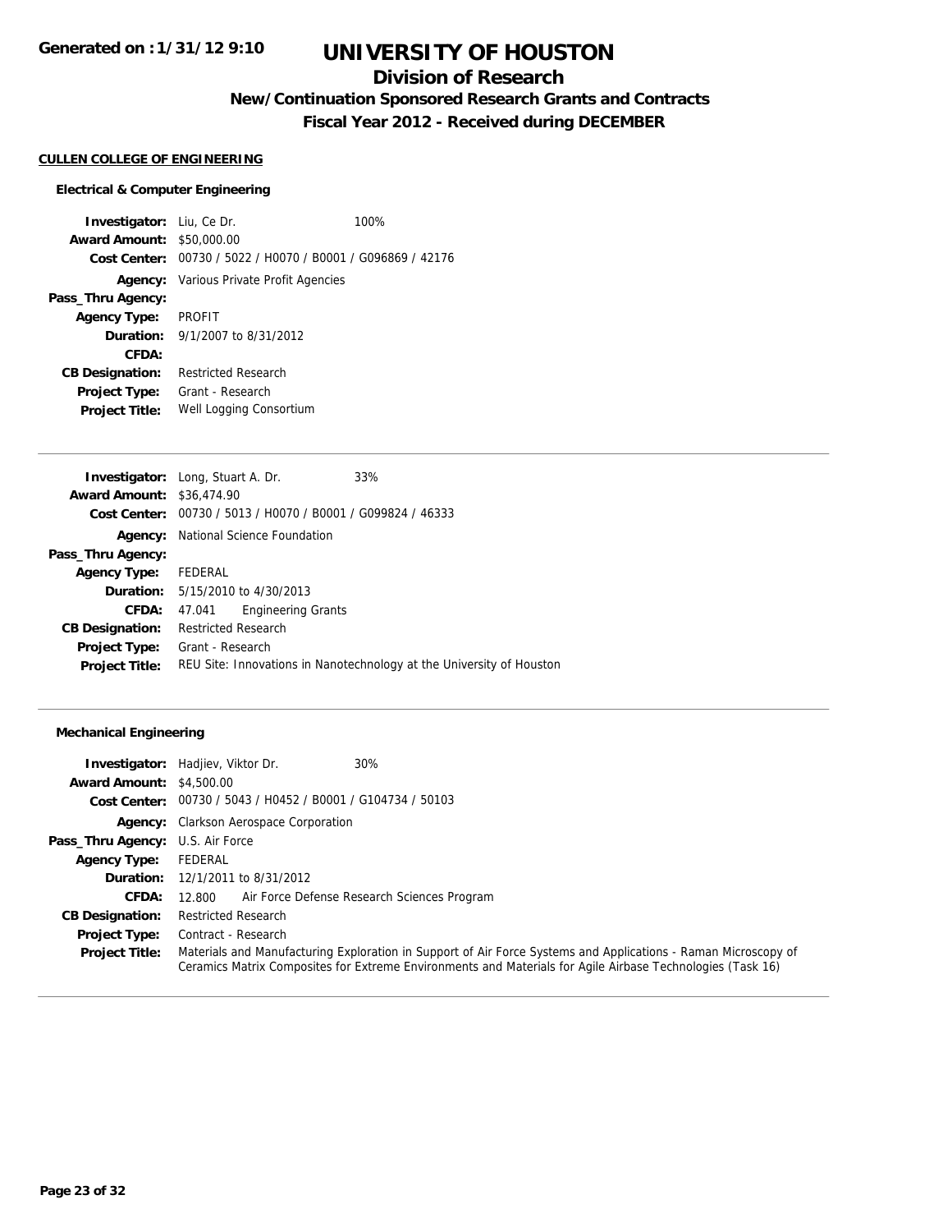# UNIVERSITY OF HOUSTON

## Division of Research

### New/Continuation Sponsored Research Grants and Contracts

### Fiscal Year 2012 - Received during DECEMBER

**CULLEN COLLEGE OF ENGINEERING**

#### Electrical & Computer Engineering

| | | |
|---|---|---|
| **Investigator:** | Liu, Ce Dr. | 100% |
| **Award Amount:** | $50,000.00 | |
| **Cost Center:** | 00730 / 5022 / H0070 / B0001 / G096869 / 42176 | |
| **Agency:** | Various Private Profit Agencies | |
| **Pass_Thru Agency:** | | |
| **Agency Type:** | PROFIT | |
| **Duration:** | 9/1/2007 to 8/31/2012 | |
| **CFDA:** | | |
| **CB Designation:** | Restricted Research | |
| **Project Type:** | Grant - Research | |
| **Project Title:** | Well Logging Consortium | |

| | | |
|---|---|---|
| **Investigator:** | Long, Stuart A. Dr. | 33% |
| **Award Amount:** | $36,474.90 | |
| **Cost Center:** | 00730 / 5013 / H0070 / B0001 / G099824 / 46333 | |
| **Agency:** | National Science Foundation | |
| **Pass_Thru Agency:** | | |
| **Agency Type:** | FEDERAL | |
| **Duration:** | 5/15/2010 to 4/30/2013 | |
| **CFDA:** | 47.041 Engineering Grants | |
| **CB Designation:** | Restricted Research | |
| **Project Type:** | Grant - Research | |
| **Project Title:** | REU Site: Innovations in Nanotechnology at the University of Houston | |

#### Mechanical Engineering

| | | |
|---|---|---|
| **Investigator:** | Hadjiev, Viktor Dr. | 30% |
| **Award Amount:** | $4,500.00 | |
| **Cost Center:** | 00730 / 5043 / H0452 / B0001 / G104734 / 50103 | |
| **Agency:** | Clarkson Aerospace Corporation | |
| **Pass_Thru Agency:** | U.S. Air Force | |
| **Agency Type:** | FEDERAL | |
| **Duration:** | 12/1/2011 to 8/31/2012 | |
| **CFDA:** | 12.800 Air Force Defense Research Sciences Program | |
| **CB Designation:** | Restricted Research | |
| **Project Type:** | Contract - Research | |
| **Project Title:** | Materials and Manufacturing Exploration in Support of Air Force Systems and Applications - Raman Microscopy of Ceramics Matrix Composites for Extreme Environments and Materials for Agile Airbase Technologies (Task 16) | |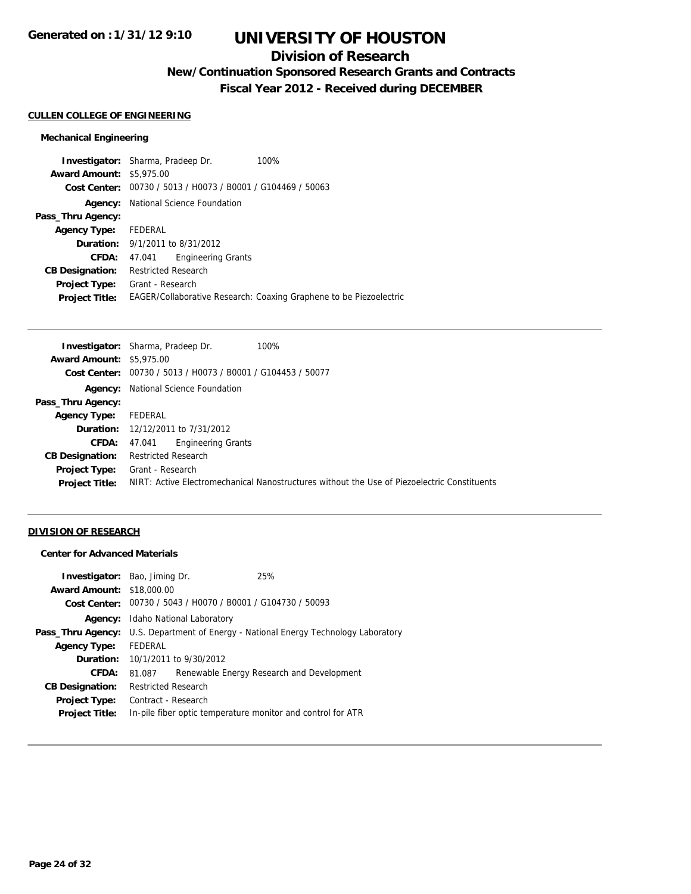# UNIVERSITY OF HOUSTON

## Division of Research

### New/Continuation Sponsored Research Grants and Contracts

### Fiscal Year 2012 - Received during DECEMBER

**CULLEN COLLEGE OF ENGINEERING**

**Mechanical Engineering**

**Investigator:** Sharma, Pradeep Dr. 100%
**Award Amount:** $5,975.00
**Cost Center:** 00730 / 5013 / H0073 / B0001 / G104469 / 50063
**Agency:** National Science Foundation
**Pass_Thru Agency:**
**Agency Type:** FEDERAL
**Duration:** 9/1/2011 to 8/31/2012
**CFDA:** 47.041 Engineering Grants
**CB Designation:** Restricted Research
**Project Type:** Grant - Research
**Project Title:** EAGER/Collaborative Research: Coaxing Graphene to be Piezoelectric

---

**Investigator:** Sharma, Pradeep Dr. 100%
**Award Amount:** $5,975.00
**Cost Center:** 00730 / 5013 / H0073 / B0001 / G104453 / 50077
**Agency:** National Science Foundation
**Pass_Thru Agency:**
**Agency Type:** FEDERAL
**Duration:** 12/12/2011 to 7/31/2012
**CFDA:** 47.041 Engineering Grants
**CB Designation:** Restricted Research
**Project Type:** Grant - Research
**Project Title:** NIRT: Active Electromechanical Nanostructures without the Use of Piezoelectric Constituents

---

**DIVISION OF RESEARCH**

**Center for Advanced Materials**

**Investigator:** Bao, Jiming Dr. 25%
**Award Amount:** $18,000.00
**Cost Center:** 00730 / 5043 / H0070 / B0001 / G104730 / 50093
**Agency:** Idaho National Laboratory
**Pass_Thru Agency:** U.S. Department of Energy - National Energy Technology Laboratory
**Agency Type:** FEDERAL
**Duration:** 10/1/2011 to 9/30/2012
**CFDA:** 81.087 Renewable Energy Research and Development
**CB Designation:** Restricted Research
**Project Type:** Contract - Research
**Project Title:** In-pile fiber optic temperature monitor and control for ATR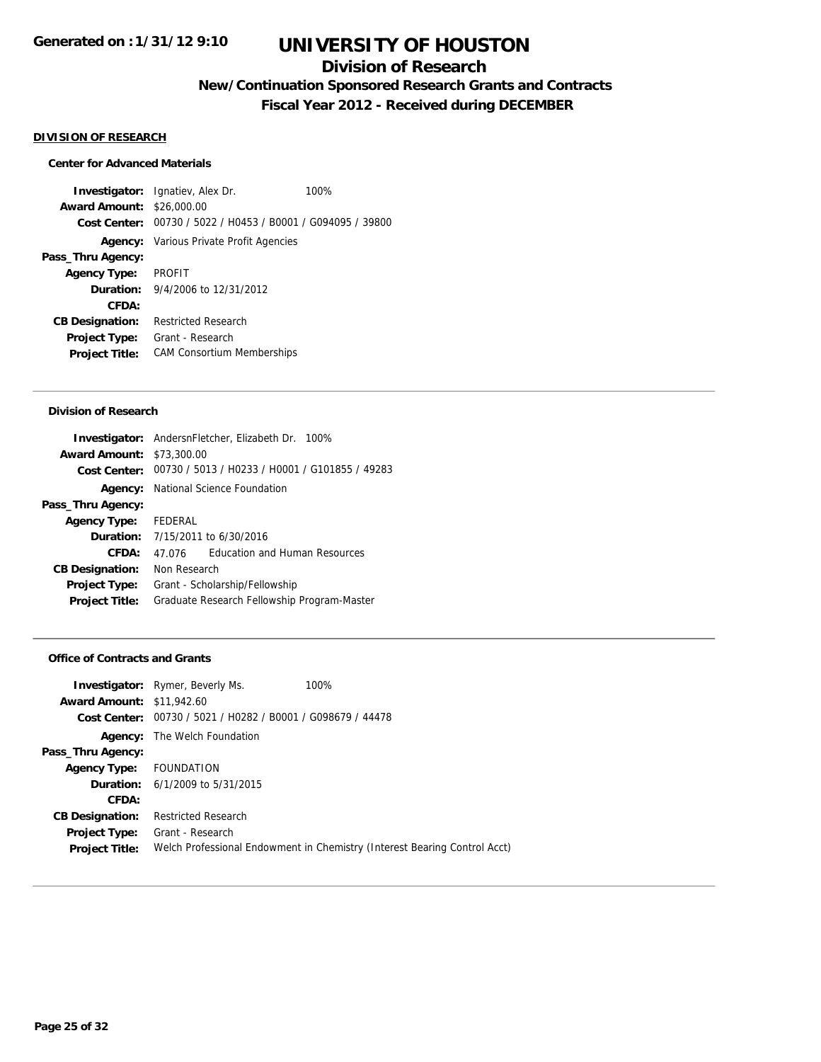# UNIVERSITY OF HOUSTON

## Division of Research

### New/Continuation Sponsored Research Grants and Contracts

### Fiscal Year 2012 - Received during DECEMBER

**DIVISION OF RESEARCH**

**Center for Advanced Materials**

| | | |
|---|---|---|
| **Investigator:** | Ignatiev, Alex Dr. | 100% |
| **Award Amount:** | $26,000.00 | |
| **Cost Center:** | 00730 / 5022 / H0453 / B0001 / G094095 / 39800 | |
| **Agency:** | Various Private Profit Agencies | |
| **Pass_Thru Agency:** | | |
| **Agency Type:** | PROFIT | |
| **Duration:** | 9/4/2006 to 12/31/2012 | |
| **CFDA:** | | |
| **CB Designation:** | Restricted Research | |
| **Project Type:** | Grant - Research | |
| **Project Title:** | CAM Consortium Memberships | |

---

**Division of Research**

| | | |
|---|---|---|
| **Investigator:** | AndersnFletcher, Elizabeth Dr. | 100% |
| **Award Amount:** | $73,300.00 | |
| **Cost Center:** | 00730 / 5013 / H0233 / H0001 / G101855 / 49283 | |
| **Agency:** | National Science Foundation | |
| **Pass_Thru Agency:** | | |
| **Agency Type:** | FEDERAL | |
| **Duration:** | 7/15/2011 to 6/30/2016 | |
| **CFDA:** | 47.076 Education and Human Resources | |
| **CB Designation:** | Non Research | |
| **Project Type:** | Grant - Scholarship/Fellowship | |
| **Project Title:** | Graduate Research Fellowship Program-Master | |

---

**Office of Contracts and Grants**

| | | |
|---|---|---|
| **Investigator:** | Rymer, Beverly Ms. | 100% |
| **Award Amount:** | $11,942.60 | |
| **Cost Center:** | 00730 / 5021 / H0282 / B0001 / G098679 / 44478 | |
| **Agency:** | The Welch Foundation | |
| **Pass_Thru Agency:** | | |
| **Agency Type:** | FOUNDATION | |
| **Duration:** | 6/1/2009 to 5/31/2015 | |
| **CFDA:** | | |
| **CB Designation:** | Restricted Research | |
| **Project Type:** | Grant - Research | |
| **Project Title:** | Welch Professional Endowment in Chemistry (Interest Bearing Control Acct) | |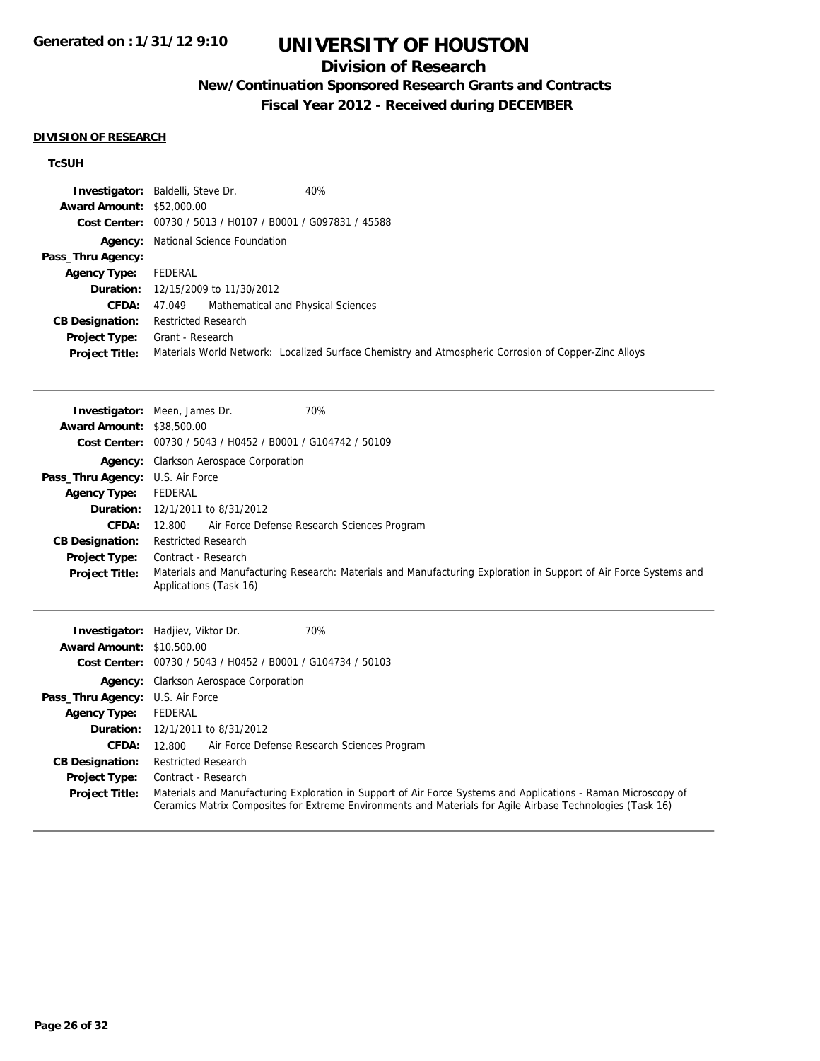# UNIVERSITY OF HOUSTON

## Division of Research

### New/Continuation Sponsored Research Grants and Contracts

### Fiscal Year 2012 - Received during DECEMBER

**DIVISION OF RESEARCH**

**TcSUH**

| | |
|---|---|
| **Investigator:** | Baldelli, Steve Dr. 40% |
| **Award Amount:** | $52,000.00 |
| **Cost Center:** | 00730 / 5013 / H0107 / B0001 / G097831 / 45588 |
| **Agency:** | National Science Foundation |
| **Pass_Thru Agency:** | |
| **Agency Type:** | FEDERAL |
| **Duration:** | 12/15/2009 to 11/30/2012 |
| **CFDA:** | 47.049 Mathematical and Physical Sciences |
| **CB Designation:** | Restricted Research |
| **Project Type:** | Grant - Research |
| **Project Title:** | Materials World Network: Localized Surface Chemistry and Atmospheric Corrosion of Copper-Zinc Alloys |

---

| | |
|---|---|
| **Investigator:** | Meen, James Dr. 70% |
| **Award Amount:** | $38,500.00 |
| **Cost Center:** | 00730 / 5043 / H0452 / B0001 / G104742 / 50109 |
| **Agency:** | Clarkson Aerospace Corporation |
| **Pass_Thru Agency:** | U.S. Air Force |
| **Agency Type:** | FEDERAL |
| **Duration:** | 12/1/2011 to 8/31/2012 |
| **CFDA:** | 12.800 Air Force Defense Research Sciences Program |
| **CB Designation:** | Restricted Research |
| **Project Type:** | Contract - Research |
| **Project Title:** | Materials and Manufacturing Research: Materials and Manufacturing Exploration in Support of Air Force Systems and Applications (Task 16) |

---

| | |
|---|---|
| **Investigator:** | Hadjiev, Viktor Dr. 70% |
| **Award Amount:** | $10,500.00 |
| **Cost Center:** | 00730 / 5043 / H0452 / B0001 / G104734 / 50103 |
| **Agency:** | Clarkson Aerospace Corporation |
| **Pass_Thru Agency:** | U.S. Air Force |
| **Agency Type:** | FEDERAL |
| **Duration:** | 12/1/2011 to 8/31/2012 |
| **CFDA:** | 12.800 Air Force Defense Research Sciences Program |
| **CB Designation:** | Restricted Research |
| **Project Type:** | Contract - Research |
| **Project Title:** | Materials and Manufacturing Exploration in Support of Air Force Systems and Applications - Raman Microscopy of Ceramics Matrix Composites for Extreme Environments and Materials for Agile Airbase Technologies (Task 16) |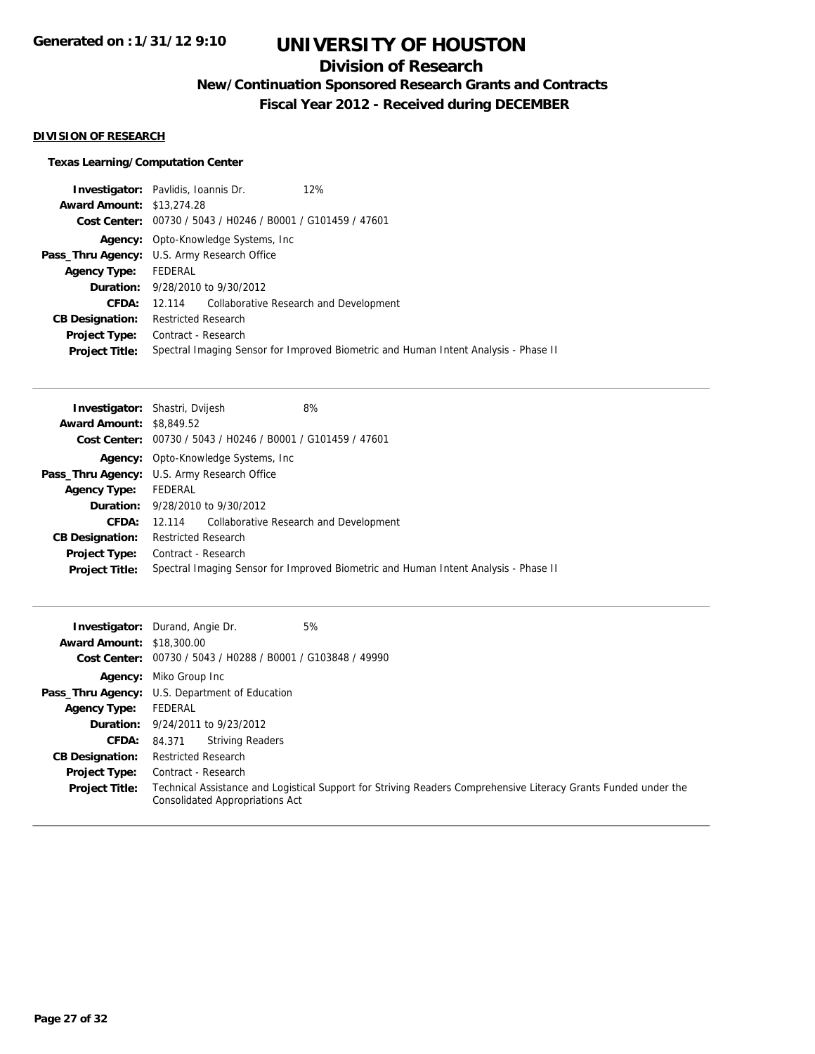# UNIVERSITY OF HOUSTON

## Division of Research

### New/Continuation Sponsored Research Grants and Contracts

### Fiscal Year 2012 - Received during DECEMBER

**DIVISION OF RESEARCH**

**Texas Learning/Computation Center**

**Investigator:** Pavlidis, Ioannis Dr. 12%
**Award Amount:** $13,274.28
**Cost Center:** 00730 / 5043 / H0246 / B0001 / G101459 / 47601
**Agency:** Opto-Knowledge Systems, Inc
**Pass_Thru Agency:** U.S. Army Research Office
**Agency Type:** FEDERAL
**Duration:** 9/28/2010 to 9/30/2012
**CFDA:** 12.114 Collaborative Research and Development
**CB Designation:** Restricted Research
**Project Type:** Contract - Research
**Project Title:** Spectral Imaging Sensor for Improved Biometric and Human Intent Analysis - Phase II

---

**Investigator:** Shastri, Dvijesh 8%
**Award Amount:** $8,849.52
**Cost Center:** 00730 / 5043 / H0246 / B0001 / G101459 / 47601
**Agency:** Opto-Knowledge Systems, Inc
**Pass_Thru Agency:** U.S. Army Research Office
**Agency Type:** FEDERAL
**Duration:** 9/28/2010 to 9/30/2012
**CFDA:** 12.114 Collaborative Research and Development
**CB Designation:** Restricted Research
**Project Type:** Contract - Research
**Project Title:** Spectral Imaging Sensor for Improved Biometric and Human Intent Analysis - Phase II

---

**Investigator:** Durand, Angie Dr. 5%
**Award Amount:** $18,300.00
**Cost Center:** 00730 / 5043 / H0288 / B0001 / G103848 / 49990
**Agency:** Miko Group Inc
**Pass_Thru Agency:** U.S. Department of Education
**Agency Type:** FEDERAL
**Duration:** 9/24/2011 to 9/23/2012
**CFDA:** 84.371 Striving Readers
**CB Designation:** Restricted Research
**Project Type:** Contract - Research
**Project Title:** Technical Assistance and Logistical Support for Striving Readers Comprehensive Literacy Grants Funded under the Consolidated Appropriations Act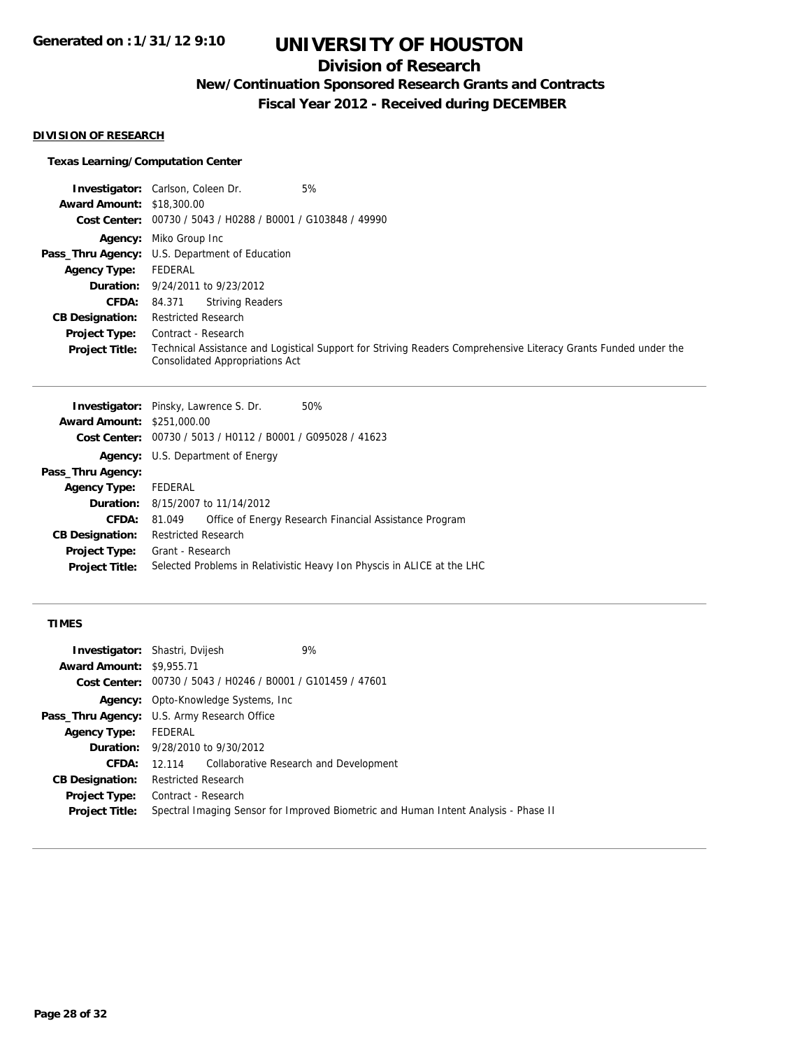# UNIVERSITY OF HOUSTON

## Division of Research

### New/Continuation Sponsored Research Grants and Contracts

### Fiscal Year 2012 - Received during DECEMBER

#### DIVISION OF RESEARCH

**Texas Learning/Computation Center**

| | |
|---|---|
| **Investigator:** | Carlson, Coleen Dr. 5% |
| **Award Amount:** | $18,300.00 |
| **Cost Center:** | 00730 / 5043 / H0288 / B0001 / G103848 / 49990 |
| **Agency:** | Miko Group Inc |
| **Pass_Thru Agency:** | U.S. Department of Education |
| **Agency Type:** | FEDERAL |
| **Duration:** | 9/24/2011 to 9/23/2012 |
| **CFDA:** | 84.371 Striving Readers |
| **CB Designation:** | Restricted Research |
| **Project Type:** | Contract - Research |
| **Project Title:** | Technical Assistance and Logistical Support for Striving Readers Comprehensive Literacy Grants Funded under the Consolidated Appropriations Act |

| | |
|---|---|
| **Investigator:** | Pinsky, Lawrence S. Dr. 50% |
| **Award Amount:** | $251,000.00 |
| **Cost Center:** | 00730 / 5013 / H0112 / B0001 / G095028 / 41623 |
| **Agency:** | U.S. Department of Energy |
| **Pass_Thru Agency:** | |
| **Agency Type:** | FEDERAL |
| **Duration:** | 8/15/2007 to 11/14/2012 |
| **CFDA:** | 81.049 Office of Energy Research Financial Assistance Program |
| **CB Designation:** | Restricted Research |
| **Project Type:** | Grant - Research |
| **Project Title:** | Selected Problems in Relativistic Heavy Ion Physcis in ALICE at the LHC |

**TIMES**

| | |
|---|---|
| **Investigator:** | Shastri, Dvijesh 9% |
| **Award Amount:** | $9,955.71 |
| **Cost Center:** | 00730 / 5043 / H0246 / B0001 / G101459 / 47601 |
| **Agency:** | Opto-Knowledge Systems, Inc |
| **Pass_Thru Agency:** | U.S. Army Research Office |
| **Agency Type:** | FEDERAL |
| **Duration:** | 9/28/2010 to 9/30/2012 |
| **CFDA:** | 12.114 Collaborative Research and Development |
| **CB Designation:** | Restricted Research |
| **Project Type:** | Contract - Research |
| **Project Title:** | Spectral Imaging Sensor for Improved Biometric and Human Intent Analysis - Phase II |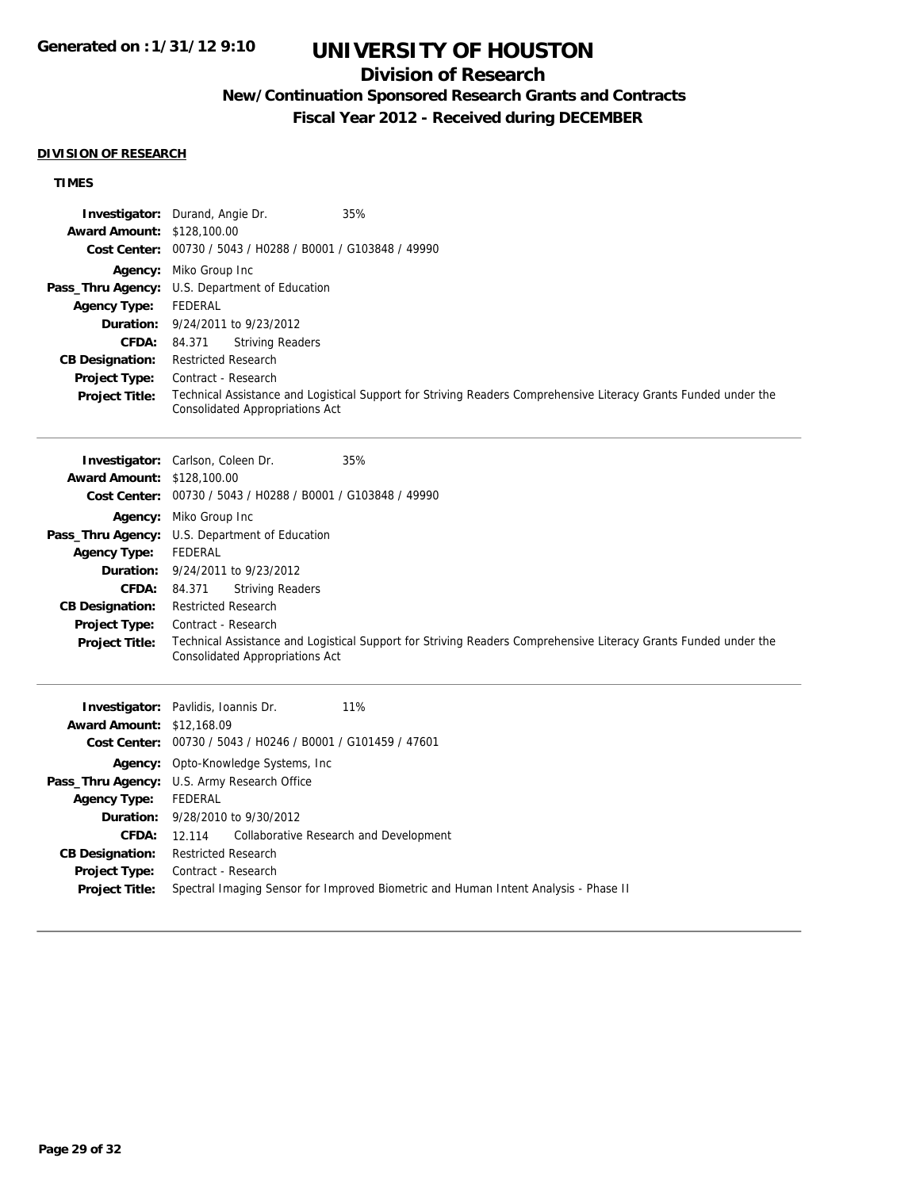# UNIVERSITY OF HOUSTON

## Division of Research

### New/Continuation Sponsored Research Grants and Contracts

### Fiscal Year 2012 - Received during DECEMBER

**DIVISION OF RESEARCH**

**TIMES**

**Investigator:** Durand, Angie Dr. 35%
**Award Amount:** $128,100.00
**Cost Center:** 00730 / 5043 / H0288 / B0001 / G103848 / 49990
**Agency:** Miko Group Inc
**Pass_Thru Agency:** U.S. Department of Education
**Agency Type:** FEDERAL
**Duration:** 9/24/2011 to 9/23/2012
**CFDA:** 84.371 Striving Readers
**CB Designation:** Restricted Research
**Project Type:** Contract - Research
**Project Title:** Technical Assistance and Logistical Support for Striving Readers Comprehensive Literacy Grants Funded under the Consolidated Appropriations Act

---

**Investigator:** Carlson, Coleen Dr. 35%
**Award Amount:** $128,100.00
**Cost Center:** 00730 / 5043 / H0288 / B0001 / G103848 / 49990
**Agency:** Miko Group Inc
**Pass_Thru Agency:** U.S. Department of Education
**Agency Type:** FEDERAL
**Duration:** 9/24/2011 to 9/23/2012
**CFDA:** 84.371 Striving Readers
**CB Designation:** Restricted Research
**Project Type:** Contract - Research
**Project Title:** Technical Assistance and Logistical Support for Striving Readers Comprehensive Literacy Grants Funded under the Consolidated Appropriations Act

---

**Investigator:** Pavlidis, Ioannis Dr. 11%
**Award Amount:** $12,168.09
**Cost Center:** 00730 / 5043 / H0246 / B0001 / G101459 / 47601
**Agency:** Opto-Knowledge Systems, Inc
**Pass_Thru Agency:** U.S. Army Research Office
**Agency Type:** FEDERAL
**Duration:** 9/28/2010 to 9/30/2012
**CFDA:** 12.114 Collaborative Research and Development
**CB Designation:** Restricted Research
**Project Type:** Contract - Research
**Project Title:** Spectral Imaging Sensor for Improved Biometric and Human Intent Analysis - Phase II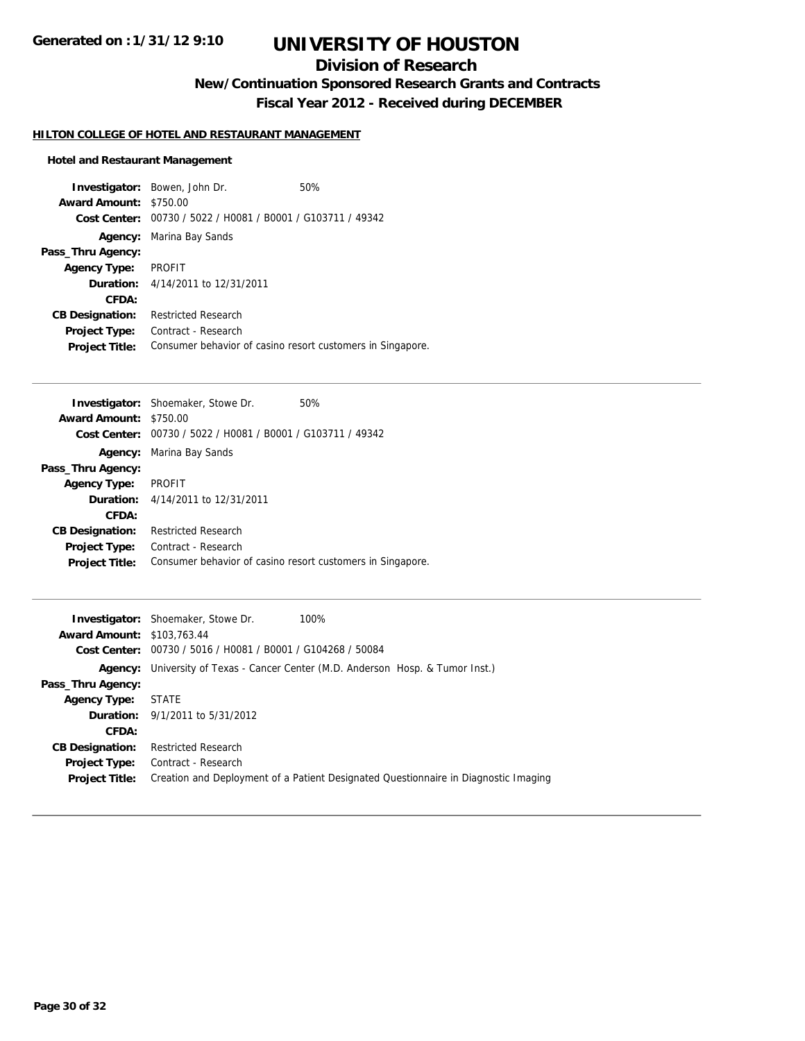# UNIVERSITY OF HOUSTON

## Division of Research

### New/Continuation Sponsored Research Grants and Contracts

### Fiscal Year 2012 - Received during DECEMBER

**HILTON COLLEGE OF HOTEL AND RESTAURANT MANAGEMENT**

**Hotel and Restaurant Management**

**Investigator:** Bowen, John Dr. 50%
**Award Amount:** $750.00
**Cost Center:** 00730 / 5022 / H0081 / B0001 / G103711 / 49342
**Agency:** Marina Bay Sands
**Pass_Thru Agency:**
**Agency Type:** PROFIT
**Duration:** 4/14/2011 to 12/31/2011
**CFDA:**
**CB Designation:** Restricted Research
**Project Type:** Contract - Research
**Project Title:** Consumer behavior of casino resort customers in Singapore.

---

**Investigator:** Shoemaker, Stowe Dr. 50%
**Award Amount:** $750.00
**Cost Center:** 00730 / 5022 / H0081 / B0001 / G103711 / 49342
**Agency:** Marina Bay Sands
**Pass_Thru Agency:**
**Agency Type:** PROFIT
**Duration:** 4/14/2011 to 12/31/2011
**CFDA:**
**CB Designation:** Restricted Research
**Project Type:** Contract - Research
**Project Title:** Consumer behavior of casino resort customers in Singapore.

---

**Investigator:** Shoemaker, Stowe Dr. 100%
**Award Amount:** $103,763.44
**Cost Center:** 00730 / 5016 / H0081 / B0001 / G104268 / 50084
**Agency:** University of Texas - Cancer Center (M.D. Anderson Hosp. & Tumor Inst.)
**Pass_Thru Agency:**
**Agency Type:** STATE
**Duration:** 9/1/2011 to 5/31/2012
**CFDA:**
**CB Designation:** Restricted Research
**Project Type:** Contract - Research
**Project Title:** Creation and Deployment of a Patient Designated Questionnaire in Diagnostic Imaging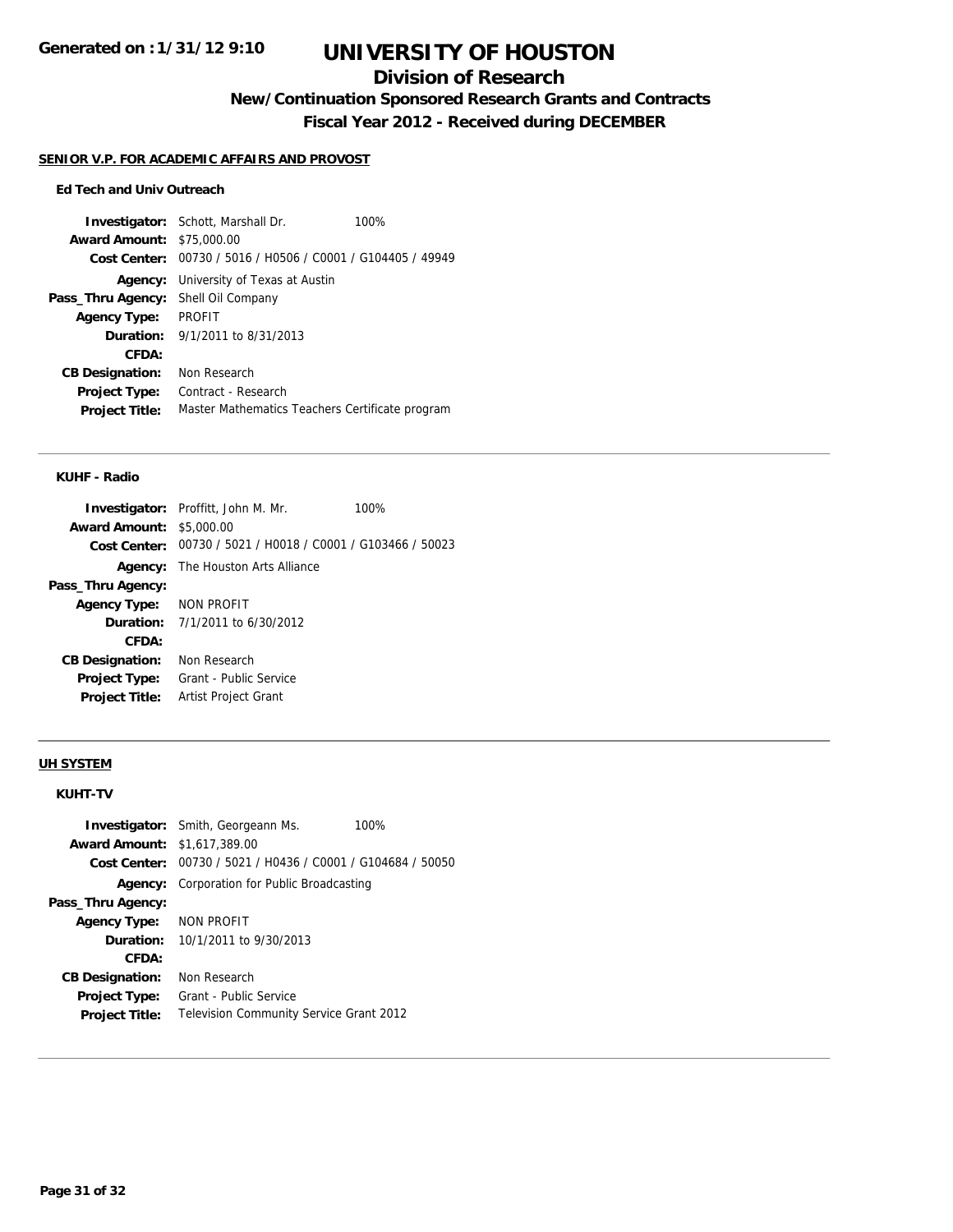## SENIOR V.P. FOR ACADEMIC AFFAIRS AND PROVOST

### Ed Tech and Univ Outreach

**Investigator:** Schott, Marshall Dr. 100%
**Award Amount:** $75,000.00
**Cost Center:** 00730 / 5016 / H0506 / C0001 / G104405 / 49949
**Agency:** University of Texas at Austin
**Pass_Thru Agency:** Shell Oil Company
**Agency Type:** PROFIT
**Duration:** 9/1/2011 to 8/31/2013
**CFDA:**
**CB Designation:** Non Research
**Project Type:** Contract - Research
**Project Title:** Master Mathematics Teachers Certificate program

---

### KUHF - Radio

**Investigator:** Proffitt, John M. Mr. 100%
**Award Amount:** $5,000.00
**Cost Center:** 00730 / 5021 / H0018 / C0001 / G103466 / 50023
**Agency:** The Houston Arts Alliance
**Pass_Thru Agency:**
**Agency Type:** NON PROFIT
**Duration:** 7/1/2011 to 6/30/2012
**CFDA:**
**CB Designation:** Non Research
**Project Type:** Grant - Public Service
**Project Title:** Artist Project Grant

---

## UH SYSTEM

### KUHT-TV

**Investigator:** Smith, Georgeann Ms. 100%
**Award Amount:** $1,617,389.00
**Cost Center:** 00730 / 5021 / H0436 / C0001 / G104684 / 50050
**Agency:** Corporation for Public Broadcasting
**Pass_Thru Agency:**
**Agency Type:** NON PROFIT
**Duration:** 10/1/2011 to 9/30/2013
**CFDA:**
**CB Designation:** Non Research
**Project Type:** Grant - Public Service
**Project Title:** Television Community Service Grant 2012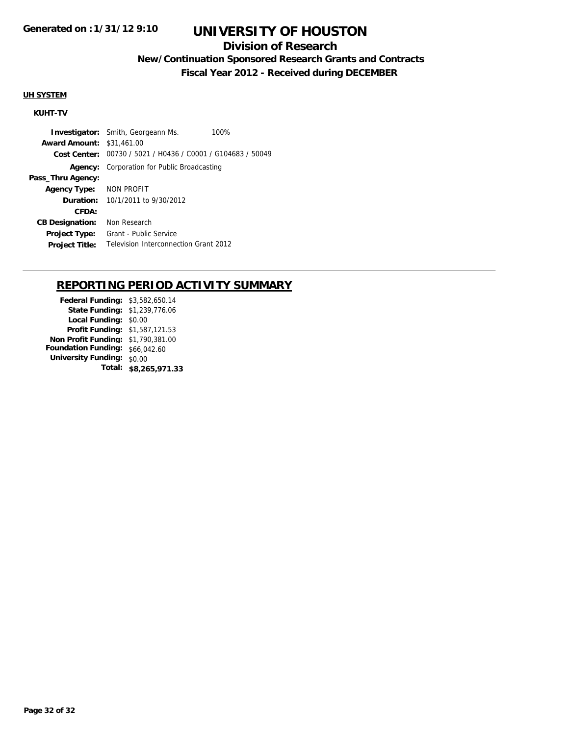# UNIVERSITY OF HOUSTON

## Division of Research

### New/Continuation Sponsored Research Grants and Contracts

### Fiscal Year 2012 - Received during DECEMBER

**UH SYSTEM**

**KUHT-TV**

| | | |
|---|---|---|
| **Investigator:** | Smith, Georgeann Ms. | 100% |
| **Award Amount:** | $31,461.00 | |
| **Cost Center:** | 00730 / 5021 / H0436 / C0001 / G104683 / 50049 | |
| **Agency:** | Corporation for Public Broadcasting | |
| **Pass_Thru Agency:** | | |
| **Agency Type:** | NON PROFIT | |
| **Duration:** | 10/1/2011 to 9/30/2012 | |
| **CFDA:** | | |
| **CB Designation:** | Non Research | |
| **Project Type:** | Grant - Public Service | |
| **Project Title:** | Television Interconnection Grant 2012 | |

## REPORTING PERIOD ACTIVITY SUMMARY

| | |
|---|---|
| **Federal Funding:** | $3,582,650.14 |
| **State Funding:** | $1,239,776.06 |
| **Local Funding:** | $0.00 |
| **Profit Funding:** | $1,587,121.53 |
| **Non Profit Funding:** | $1,790,381.00 |
| **Foundation Funding:** | $66,042.60 |
| **University Funding:** | $0.00 |
| **Total:** | **$8,265,971.33** |